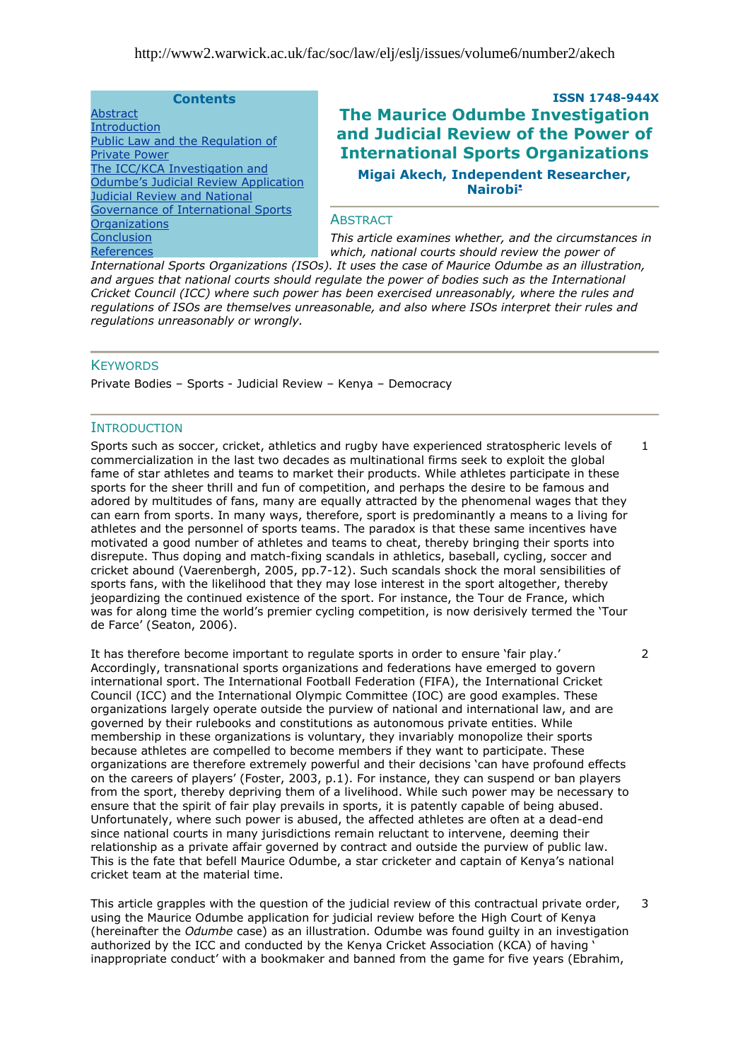http://www2.warwick.ac.uk/fac/soc/law/elj/eslj/issues/volume6/number2/akech

**Contents**

- Abstract
- Introduction
- Public Law and the Regulation of Private Power
- The ICC/KCA Investigation and Odumbe's Judicial Review Application
- Judicial Review and National Governance of International Sports Organizations
- Conclusion
- References

**ISSN 1748-944X**

# The Maurice Odumbe Investigation and Judicial Review of the Power of International Sports Organizations

**Migai Akech, Independent Researcher, Nairobi**[*]

## ABSTRACT

*This article examines whether, and the circumstances in which, national courts should review the power of International Sports Organizations (ISOs). It uses the case of Maurice Odumbe as an illustration, and argues that national courts should regulate the power of bodies such as the International Cricket Council (ICC) where such power has been exercised unreasonably, where the rules and regulations of ISOs are themselves unreasonable, and also where ISOs interpret their rules and regulations unreasonably or wrongly.*

## KEYWORDS

Private Bodies – Sports - Judicial Review – Kenya – Democracy

## INTRODUCTION

1 Sports such as soccer, cricket, athletics and rugby have experienced stratospheric levels of commercialization in the last two decades as multinational firms seek to exploit the global fame of star athletes and teams to market their products. While athletes participate in these sports for the sheer thrill and fun of competition, and perhaps the desire to be famous and adored by multitudes of fans, many are equally attracted by the phenomenal wages that they can earn from sports. In many ways, therefore, sport is predominantly a means to a living for athletes and the personnel of sports teams. The paradox is that these same incentives have motivated a good number of athletes and teams to cheat, thereby bringing their sports into disrepute. Thus doping and match-fixing scandals in athletics, baseball, cycling, soccer and cricket abound (Vaerenbergh, 2005, pp.7-12). Such scandals shock the moral sensibilities of sports fans, with the likelihood that they may lose interest in the sport altogether, thereby jeopardizing the continued existence of the sport. For instance, the Tour de France, which was for along time the world's premier cycling competition, is now derisively termed the 'Tour de Farce' (Seaton, 2006).

2 It has therefore become important to regulate sports in order to ensure 'fair play.' Accordingly, transnational sports organizations and federations have emerged to govern international sport. The International Football Federation (FIFA), the International Cricket Council (ICC) and the International Olympic Committee (IOC) are good examples. These organizations largely operate outside the purview of national and international law, and are governed by their rulebooks and constitutions as autonomous private entities. While membership in these organizations is voluntary, they invariably monopolize their sports because athletes are compelled to become members if they want to participate. These organizations are therefore extremely powerful and their decisions 'can have profound effects on the careers of players' (Foster, 2003, p.1). For instance, they can suspend or ban players from the sport, thereby depriving them of a livelihood. While such power may be necessary to ensure that the spirit of fair play prevails in sports, it is patently capable of being abused. Unfortunately, where such power is abused, the affected athletes are often at a dead-end since national courts in many jurisdictions remain reluctant to intervene, deeming their relationship as a private affair governed by contract and outside the purview of public law. This is the fate that befell Maurice Odumbe, a star cricketer and captain of Kenya's national cricket team at the material time.

3 This article grapples with the question of the judicial review of this contractual private order, using the Maurice Odumbe application for judicial review before the High Court of Kenya (hereinafter the *Odumbe* case) as an illustration. Odumbe was found guilty in an investigation authorized by the ICC and conducted by the Kenya Cricket Association (KCA) of having ' inappropriate conduct' with a bookmaker and banned from the game for five years (Ebrahim,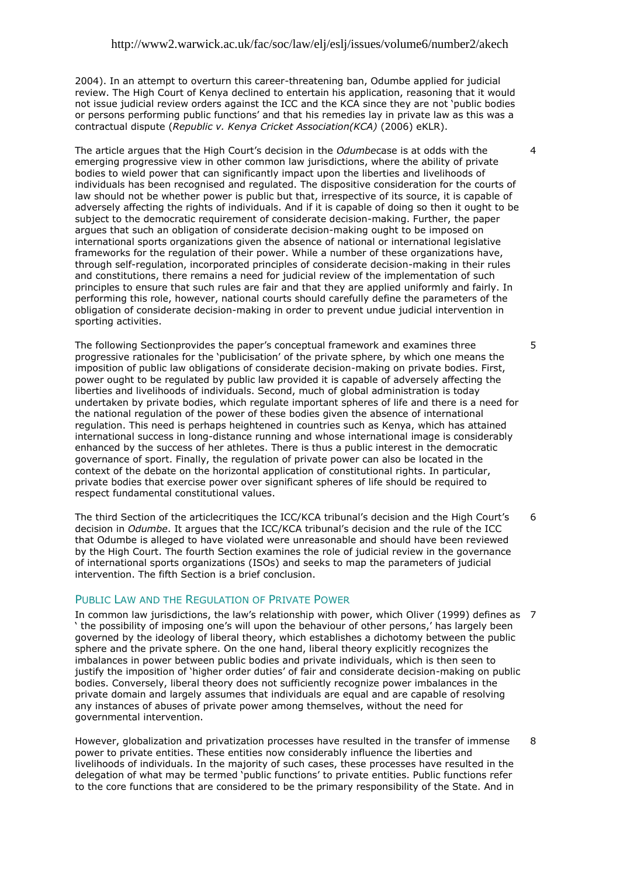2004). In an attempt to overturn this career-threatening ban, Odumbe applied for judicial review. The High Court of Kenya declined to entertain his application, reasoning that it would not issue judicial review orders against the ICC and the KCA since they are not 'public bodies or persons performing public functions' and that his remedies lay in private law as this was a contractual dispute (*Republic v. Kenya Cricket Association(KCA)* (2006) eKLR).

The article argues that the High Court's decision in the *Odumbe*case is at odds with the emerging progressive view in other common law jurisdictions, where the ability of private bodies to wield power that can significantly impact upon the liberties and livelihoods of individuals has been recognised and regulated. The dispositive consideration for the courts of law should not be whether power is public but that, irrespective of its source, it is capable of adversely affecting the rights of individuals. And if it is capable of doing so then it ought to be subject to the democratic requirement of considerate decision-making. Further, the paper argues that such an obligation of considerate decision-making ought to be imposed on international sports organizations given the absence of national or international legislative frameworks for the regulation of their power. While a number of these organizations have, through self-regulation, incorporated principles of considerate decision-making in their rules and constitutions, there remains a need for judicial review of the implementation of such principles to ensure that such rules are fair and that they are applied uniformly and fairly. In performing this role, however, national courts should carefully define the parameters of the obligation of considerate decision-making in order to prevent undue judicial intervention in sporting activities.

The following Sectionprovides the paper's conceptual framework and examines three progressive rationales for the 'publicisation' of the private sphere, by which one means the imposition of public law obligations of considerate decision-making on private bodies. First, power ought to be regulated by public law provided it is capable of adversely affecting the liberties and livelihoods of individuals. Second, much of global administration is today undertaken by private bodies, which regulate important spheres of life and there is a need for the national regulation of the power of these bodies given the absence of international regulation. This need is perhaps heightened in countries such as Kenya, which has attained international success in long-distance running and whose international image is considerably enhanced by the success of her athletes. There is thus a public interest in the democratic governance of sport. Finally, the regulation of private power can also be located in the context of the debate on the horizontal application of constitutional rights. In particular, private bodies that exercise power over significant spheres of life should be required to respect fundamental constitutional values.

The third Section of the articlecritiques the ICC/KCA tribunal's decision and the High Court's decision in *Odumbe*. It argues that the ICC/KCA tribunal's decision and the rule of the ICC that Odumbe is alleged to have violated were unreasonable and should have been reviewed by the High Court. The fourth Section examines the role of judicial review in the governance of international sports organizations (ISOs) and seeks to map the parameters of judicial intervention. The fifth Section is a brief conclusion.

## PUBLIC LAW AND THE REGULATION OF PRIVATE POWER

In common law jurisdictions, the law's relationship with power, which Oliver (1999) defines as ' the possibility of imposing one's will upon the behaviour of other persons,' has largely been governed by the ideology of liberal theory, which establishes a dichotomy between the public sphere and the private sphere. On the one hand, liberal theory explicitly recognizes the imbalances in power between public bodies and private individuals, which is then seen to justify the imposition of 'higher order duties' of fair and considerate decision-making on public bodies. Conversely, liberal theory does not sufficiently recognize power imbalances in the private domain and largely assumes that individuals are equal and are capable of resolving any instances of abuses of private power among themselves, without the need for governmental intervention.

However, globalization and privatization processes have resulted in the transfer of immense power to private entities. These entities now considerably influence the liberties and livelihoods of individuals. In the majority of such cases, these processes have resulted in the delegation of what may be termed 'public functions' to private entities. Public functions refer to the core functions that are considered to be the primary responsibility of the State. And in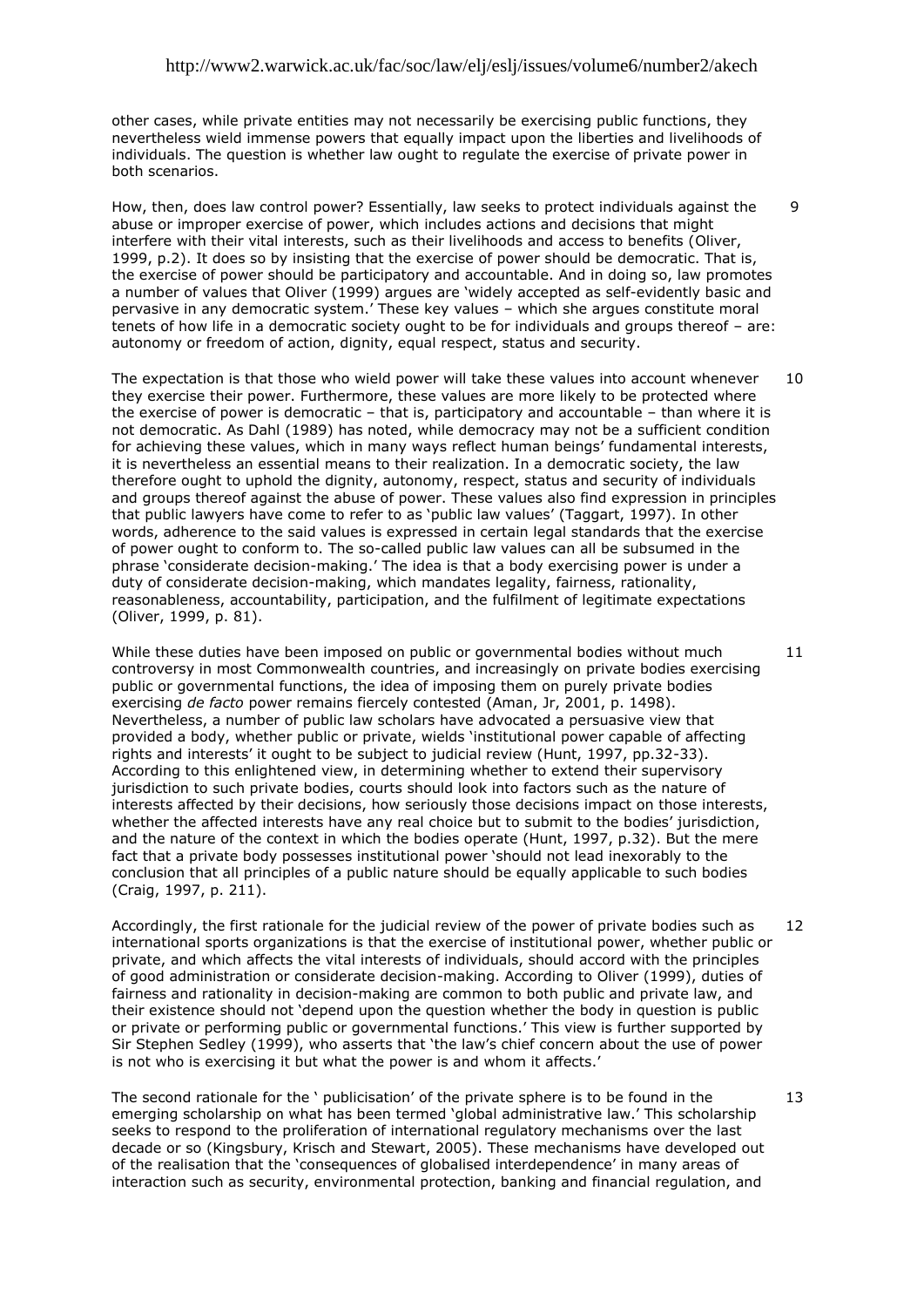other cases, while private entities may not necessarily be exercising public functions, they nevertheless wield immense powers that equally impact upon the liberties and livelihoods of individuals. The question is whether law ought to regulate the exercise of private power in both scenarios.

9 How, then, does law control power? Essentially, law seeks to protect individuals against the abuse or improper exercise of power, which includes actions and decisions that might interfere with their vital interests, such as their livelihoods and access to benefits (Oliver, 1999, p.2). It does so by insisting that the exercise of power should be democratic. That is, the exercise of power should be participatory and accountable. And in doing so, law promotes a number of values that Oliver (1999) argues are 'widely accepted as self-evidently basic and pervasive in any democratic system.' These key values – which she argues constitute moral tenets of how life in a democratic society ought to be for individuals and groups thereof – are: autonomy or freedom of action, dignity, equal respect, status and security.

10 The expectation is that those who wield power will take these values into account whenever they exercise their power. Furthermore, these values are more likely to be protected where the exercise of power is democratic – that is, participatory and accountable – than where it is not democratic. As Dahl (1989) has noted, while democracy may not be a sufficient condition for achieving these values, which in many ways reflect human beings' fundamental interests, it is nevertheless an essential means to their realization. In a democratic society, the law therefore ought to uphold the dignity, autonomy, respect, status and security of individuals and groups thereof against the abuse of power. These values also find expression in principles that public lawyers have come to refer to as 'public law values' (Taggart, 1997). In other words, adherence to the said values is expressed in certain legal standards that the exercise of power ought to conform to. The so-called public law values can all be subsumed in the phrase 'considerate decision-making.' The idea is that a body exercising power is under a duty of considerate decision-making, which mandates legality, fairness, rationality, reasonableness, accountability, participation, and the fulfilment of legitimate expectations (Oliver, 1999, p. 81).

11 While these duties have been imposed on public or governmental bodies without much controversy in most Commonwealth countries, and increasingly on private bodies exercising public or governmental functions, the idea of imposing them on purely private bodies exercising *de facto* power remains fiercely contested (Aman, Jr, 2001, p. 1498). Nevertheless, a number of public law scholars have advocated a persuasive view that provided a body, whether public or private, wields 'institutional power capable of affecting rights and interests' it ought to be subject to judicial review (Hunt, 1997, pp.32-33). According to this enlightened view, in determining whether to extend their supervisory jurisdiction to such private bodies, courts should look into factors such as the nature of interests affected by their decisions, how seriously those decisions impact on those interests, whether the affected interests have any real choice but to submit to the bodies' jurisdiction, and the nature of the context in which the bodies operate (Hunt, 1997, p.32). But the mere fact that a private body possesses institutional power 'should not lead inexorably to the conclusion that all principles of a public nature should be equally applicable to such bodies (Craig, 1997, p. 211).

12 Accordingly, the first rationale for the judicial review of the power of private bodies such as international sports organizations is that the exercise of institutional power, whether public or private, and which affects the vital interests of individuals, should accord with the principles of good administration or considerate decision-making. According to Oliver (1999), duties of fairness and rationality in decision-making are common to both public and private law, and their existence should not 'depend upon the question whether the body in question is public or private or performing public or governmental functions.' This view is further supported by Sir Stephen Sedley (1999), who asserts that 'the law's chief concern about the use of power is not who is exercising it but what the power is and whom it affects.'

13 The second rationale for the ' publicisation' of the private sphere is to be found in the emerging scholarship on what has been termed 'global administrative law.' This scholarship seeks to respond to the proliferation of international regulatory mechanisms over the last decade or so (Kingsbury, Krisch and Stewart, 2005). These mechanisms have developed out of the realisation that the 'consequences of globalised interdependence' in many areas of interaction such as security, environmental protection, banking and financial regulation, and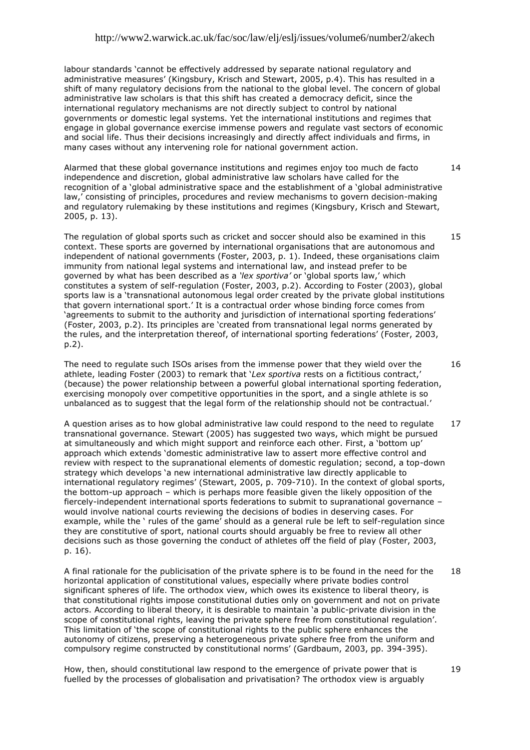labour standards 'cannot be effectively addressed by separate national regulatory and administrative measures' (Kingsbury, Krisch and Stewart, 2005, p.4). This has resulted in a shift of many regulatory decisions from the national to the global level. The concern of global administrative law scholars is that this shift has created a democracy deficit, since the international regulatory mechanisms are not directly subject to control by national governments or domestic legal systems. Yet the international institutions and regimes that engage in global governance exercise immense powers and regulate vast sectors of economic and social life. Thus their decisions increasingly and directly affect individuals and firms, in many cases without any intervening role for national government action.

14 Alarmed that these global governance institutions and regimes enjoy too much de facto independence and discretion, global administrative law scholars have called for the recognition of a 'global administrative space and the establishment of a 'global administrative law,' consisting of principles, procedures and review mechanisms to govern decision-making and regulatory rulemaking by these institutions and regimes (Kingsbury, Krisch and Stewart, 2005, p. 13).

15 The regulation of global sports such as cricket and soccer should also be examined in this context. These sports are governed by international organisations that are autonomous and independent of national governments (Foster, 2003, p. 1). Indeed, these organisations claim immunity from national legal systems and international law, and instead prefer to be governed by what has been described as a *'lex sportiva'* or 'global sports law,' which constitutes a system of self-regulation (Foster, 2003, p.2). According to Foster (2003), global sports law is a 'transnational autonomous legal order created by the private global institutions that govern international sport.' It is a contractual order whose binding force comes from 'agreements to submit to the authority and jurisdiction of international sporting federations' (Foster, 2003, p.2). Its principles are 'created from transnational legal norms generated by the rules, and the interpretation thereof, of international sporting federations' (Foster, 2003, p.2).

16 The need to regulate such ISOs arises from the immense power that they wield over the athlete, leading Foster (2003) to remark that '*Lex sportiva* rests on a fictitious contract,' (because) the power relationship between a powerful global international sporting federation, exercising monopoly over competitive opportunities in the sport, and a single athlete is so unbalanced as to suggest that the legal form of the relationship should not be contractual.'

17 A question arises as to how global administrative law could respond to the need to regulate transnational governance. Stewart (2005) has suggested two ways, which might be pursued at simultaneously and which might support and reinforce each other. First, a 'bottom up' approach which extends 'domestic administrative law to assert more effective control and review with respect to the supranational elements of domestic regulation; second, a top-down strategy which develops 'a new international administrative law directly applicable to international regulatory regimes' (Stewart, 2005, p. 709-710). In the context of global sports, the bottom-up approach – which is perhaps more feasible given the likely opposition of the fiercely-independent international sports federations to submit to supranational governance – would involve national courts reviewing the decisions of bodies in deserving cases. For example, while the ' rules of the game' should as a general rule be left to self-regulation since they are constitutive of sport, national courts should arguably be free to review all other decisions such as those governing the conduct of athletes off the field of play (Foster, 2003, p. 16).

18 A final rationale for the publicisation of the private sphere is to be found in the need for the horizontal application of constitutional values, especially where private bodies control significant spheres of life. The orthodox view, which owes its existence to liberal theory, is that constitutional rights impose constitutional duties only on government and not on private actors. According to liberal theory, it is desirable to maintain 'a public-private division in the scope of constitutional rights, leaving the private sphere free from constitutional regulation'. This limitation of 'the scope of constitutional rights to the public sphere enhances the autonomy of citizens, preserving a heterogeneous private sphere free from the uniform and compulsory regime constructed by constitutional norms' (Gardbaum, 2003, pp. 394-395).

19 How, then, should constitutional law respond to the emergence of private power that is fuelled by the processes of globalisation and privatisation? The orthodox view is arguably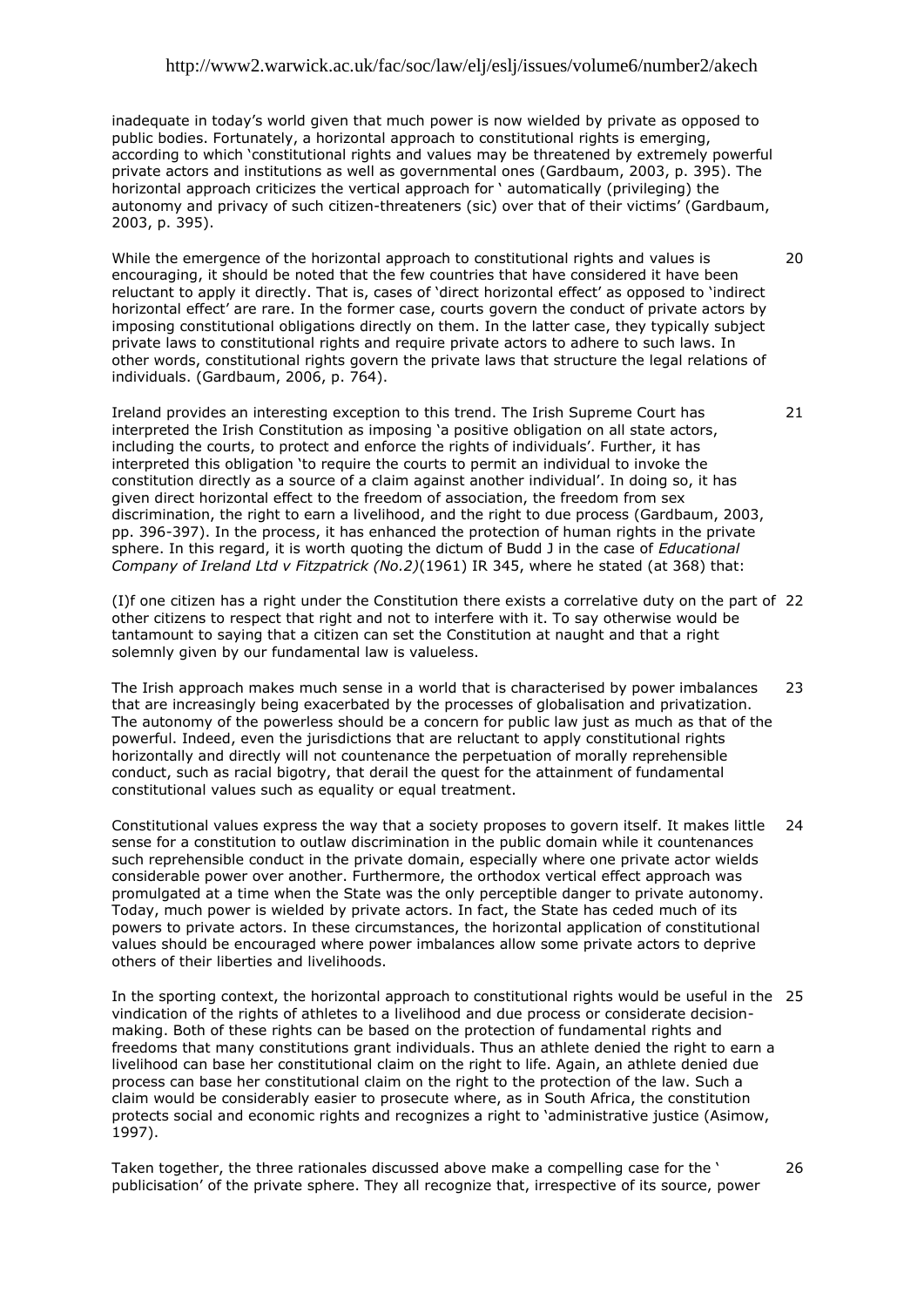inadequate in today's world given that much power is now wielded by private as opposed to public bodies. Fortunately, a horizontal approach to constitutional rights is emerging, according to which 'constitutional rights and values may be threatened by extremely powerful private actors and institutions as well as governmental ones (Gardbaum, 2003, p. 395). The horizontal approach criticizes the vertical approach for ' automatically (privileging) the autonomy and privacy of such citizen-threateners (sic) over that of their victims' (Gardbaum, 2003, p. 395).

20 While the emergence of the horizontal approach to constitutional rights and values is encouraging, it should be noted that the few countries that have considered it have been reluctant to apply it directly. That is, cases of 'direct horizontal effect' as opposed to 'indirect horizontal effect' are rare. In the former case, courts govern the conduct of private actors by imposing constitutional obligations directly on them. In the latter case, they typically subject private laws to constitutional rights and require private actors to adhere to such laws. In other words, constitutional rights govern the private laws that structure the legal relations of individuals. (Gardbaum, 2006, p. 764).

21 Ireland provides an interesting exception to this trend. The Irish Supreme Court has interpreted the Irish Constitution as imposing 'a positive obligation on all state actors, including the courts, to protect and enforce the rights of individuals'. Further, it has interpreted this obligation 'to require the courts to permit an individual to invoke the constitution directly as a source of a claim against another individual'. In doing so, it has given direct horizontal effect to the freedom of association, the freedom from sex discrimination, the right to earn a livelihood, and the right to due process (Gardbaum, 2003, pp. 396-397). In the process, it has enhanced the protection of human rights in the private sphere. In this regard, it is worth quoting the dictum of Budd J in the case of *Educational Company of Ireland Ltd v Fitzpatrick (No.2)*(1961) IR 345, where he stated (at 368) that:

22 (I)f one citizen has a right under the Constitution there exists a correlative duty on the part of other citizens to respect that right and not to interfere with it. To say otherwise would be tantamount to saying that a citizen can set the Constitution at naught and that a right solemnly given by our fundamental law is valueless.

23 The Irish approach makes much sense in a world that is characterised by power imbalances that are increasingly being exacerbated by the processes of globalisation and privatization. The autonomy of the powerless should be a concern for public law just as much as that of the powerful. Indeed, even the jurisdictions that are reluctant to apply constitutional rights horizontally and directly will not countenance the perpetuation of morally reprehensible conduct, such as racial bigotry, that derail the quest for the attainment of fundamental constitutional values such as equality or equal treatment.

24 Constitutional values express the way that a society proposes to govern itself. It makes little sense for a constitution to outlaw discrimination in the public domain while it countenances such reprehensible conduct in the private domain, especially where one private actor wields considerable power over another. Furthermore, the orthodox vertical effect approach was promulgated at a time when the State was the only perceptible danger to private autonomy. Today, much power is wielded by private actors. In fact, the State has ceded much of its powers to private actors. In these circumstances, the horizontal application of constitutional values should be encouraged where power imbalances allow some private actors to deprive others of their liberties and livelihoods.

25 In the sporting context, the horizontal approach to constitutional rights would be useful in the vindication of the rights of athletes to a livelihood and due process or considerate decision-making. Both of these rights can be based on the protection of fundamental rights and freedoms that many constitutions grant individuals. Thus an athlete denied the right to earn a livelihood can base her constitutional claim on the right to life. Again, an athlete denied due process can base her constitutional claim on the right to the protection of the law. Such a claim would be considerably easier to prosecute where, as in South Africa, the constitution protects social and economic rights and recognizes a right to 'administrative justice (Asimow, 1997).

26 Taken together, the three rationales discussed above make a compelling case for the ' publicisation' of the private sphere. They all recognize that, irrespective of its source, power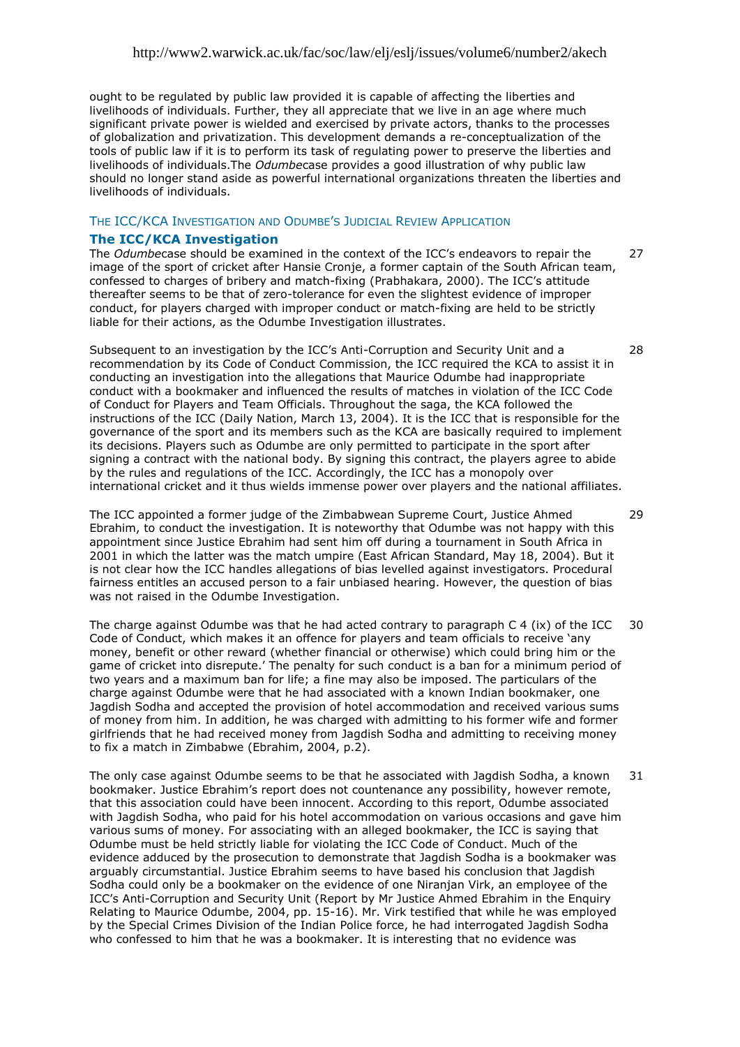ought to be regulated by public law provided it is capable of affecting the liberties and livelihoods of individuals. Further, they all appreciate that we live in an age where much significant private power is wielded and exercised by private actors, thanks to the processes of globalization and privatization. This development demands a re-conceptualization of the tools of public law if it is to perform its task of regulating power to preserve the liberties and livelihoods of individuals.The *Odumbe*case provides a good illustration of why public law should no longer stand aside as powerful international organizations threaten the liberties and livelihoods of individuals.

## The ICC/KCA Investigation and Odumbe's Judicial Review Application

### The ICC/KCA Investigation

The *Odumbe*case should be examined in the context of the ICC's endeavors to repair the image of the sport of cricket after Hansie Cronje, a former captain of the South African team, confessed to charges of bribery and match-fixing (Prabhakara, 2000). The ICC's attitude thereafter seems to be that of zero-tolerance for even the slightest evidence of improper conduct, for players charged with improper conduct or match-fixing are held to be strictly liable for their actions, as the Odumbe Investigation illustrates. 27

Subsequent to an investigation by the ICC's Anti-Corruption and Security Unit and a recommendation by its Code of Conduct Commission, the ICC required the KCA to assist it in conducting an investigation into the allegations that Maurice Odumbe had inappropriate conduct with a bookmaker and influenced the results of matches in violation of the ICC Code of Conduct for Players and Team Officials. Throughout the saga, the KCA followed the instructions of the ICC (Daily Nation, March 13, 2004). It is the ICC that is responsible for the governance of the sport and its members such as the KCA are basically required to implement its decisions. Players such as Odumbe are only permitted to participate in the sport after signing a contract with the national body. By signing this contract, the players agree to abide by the rules and regulations of the ICC. Accordingly, the ICC has a monopoly over international cricket and it thus wields immense power over players and the national affiliates. 28

The ICC appointed a former judge of the Zimbabwean Supreme Court, Justice Ahmed Ebrahim, to conduct the investigation. It is noteworthy that Odumbe was not happy with this appointment since Justice Ebrahim had sent him off during a tournament in South Africa in 2001 in which the latter was the match umpire (East African Standard, May 18, 2004). But it is not clear how the ICC handles allegations of bias levelled against investigators. Procedural fairness entitles an accused person to a fair unbiased hearing. However, the question of bias was not raised in the Odumbe Investigation. 29

The charge against Odumbe was that he had acted contrary to paragraph C 4 (ix) of the ICC Code of Conduct, which makes it an offence for players and team officials to receive 'any money, benefit or other reward (whether financial or otherwise) which could bring him or the game of cricket into disrepute.' The penalty for such conduct is a ban for a minimum period of two years and a maximum ban for life; a fine may also be imposed. The particulars of the charge against Odumbe were that he had associated with a known Indian bookmaker, one Jagdish Sodha and accepted the provision of hotel accommodation and received various sums of money from him. In addition, he was charged with admitting to his former wife and former girlfriends that he had received money from Jagdish Sodha and admitting to receiving money to fix a match in Zimbabwe (Ebrahim, 2004, p.2). 30

The only case against Odumbe seems to be that he associated with Jagdish Sodha, a known bookmaker. Justice Ebrahim's report does not countenance any possibility, however remote, that this association could have been innocent. According to this report, Odumbe associated with Jagdish Sodha, who paid for his hotel accommodation on various occasions and gave him various sums of money. For associating with an alleged bookmaker, the ICC is saying that Odumbe must be held strictly liable for violating the ICC Code of Conduct. Much of the evidence adduced by the prosecution to demonstrate that Jagdish Sodha is a bookmaker was arguably circumstantial. Justice Ebrahim seems to have based his conclusion that Jagdish Sodha could only be a bookmaker on the evidence of one Niranjan Virk, an employee of the ICC's Anti-Corruption and Security Unit (Report by Mr Justice Ahmed Ebrahim in the Enquiry Relating to Maurice Odumbe, 2004, pp. 15-16). Mr. Virk testified that while he was employed by the Special Crimes Division of the Indian Police force, he had interrogated Jagdish Sodha who confessed to him that he was a bookmaker. It is interesting that no evidence was 31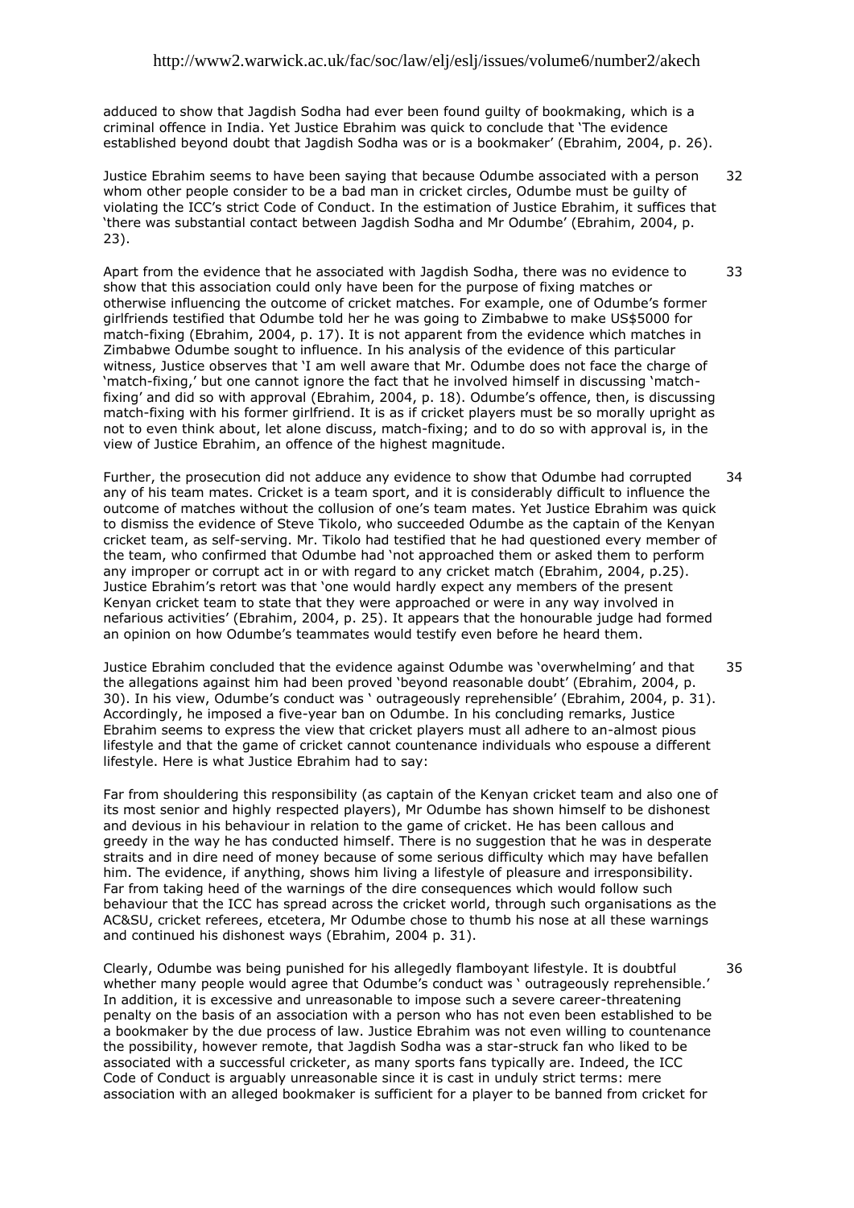adduced to show that Jagdish Sodha had ever been found guilty of bookmaking, which is a criminal offence in India. Yet Justice Ebrahim was quick to conclude that 'The evidence established beyond doubt that Jagdish Sodha was or is a bookmaker' (Ebrahim, 2004, p. 26).

Justice Ebrahim seems to have been saying that because Odumbe associated with a person whom other people consider to be a bad man in cricket circles, Odumbe must be guilty of violating the ICC's strict Code of Conduct. In the estimation of Justice Ebrahim, it suffices that 'there was substantial contact between Jagdish Sodha and Mr Odumbe' (Ebrahim, 2004, p. 23). 32

Apart from the evidence that he associated with Jagdish Sodha, there was no evidence to show that this association could only have been for the purpose of fixing matches or otherwise influencing the outcome of cricket matches. For example, one of Odumbe's former girlfriends testified that Odumbe told her he was going to Zimbabwe to make US$5000 for match-fixing (Ebrahim, 2004, p. 17). It is not apparent from the evidence which matches in Zimbabwe Odumbe sought to influence. In his analysis of the evidence of this particular witness, Justice observes that 'I am well aware that Mr. Odumbe does not face the charge of 'match-fixing,' but one cannot ignore the fact that he involved himself in discussing 'match-fixing' and did so with approval (Ebrahim, 2004, p. 18). Odumbe's offence, then, is discussing match-fixing with his former girlfriend. It is as if cricket players must be so morally upright as not to even think about, let alone discuss, match-fixing; and to do so with approval is, in the view of Justice Ebrahim, an offence of the highest magnitude. 33

Further, the prosecution did not adduce any evidence to show that Odumbe had corrupted any of his team mates. Cricket is a team sport, and it is considerably difficult to influence the outcome of matches without the collusion of one's team mates. Yet Justice Ebrahim was quick to dismiss the evidence of Steve Tikolo, who succeeded Odumbe as the captain of the Kenyan cricket team, as self-serving. Mr. Tikolo had testified that he had questioned every member of the team, who confirmed that Odumbe had 'not approached them or asked them to perform any improper or corrupt act in or with regard to any cricket match (Ebrahim, 2004, p.25). Justice Ebrahim's retort was that 'one would hardly expect any members of the present Kenyan cricket team to state that they were approached or were in any way involved in nefarious activities' (Ebrahim, 2004, p. 25). It appears that the honourable judge had formed an opinion on how Odumbe's teammates would testify even before he heard them. 34

Justice Ebrahim concluded that the evidence against Odumbe was 'overwhelming' and that the allegations against him had been proved 'beyond reasonable doubt' (Ebrahim, 2004, p. 30). In his view, Odumbe's conduct was ' outrageously reprehensible' (Ebrahim, 2004, p. 31). Accordingly, he imposed a five-year ban on Odumbe. In his concluding remarks, Justice Ebrahim seems to express the view that cricket players must all adhere to an-almost pious lifestyle and that the game of cricket cannot countenance individuals who espouse a different lifestyle. Here is what Justice Ebrahim had to say: 35

Far from shouldering this responsibility (as captain of the Kenyan cricket team and also one of its most senior and highly respected players), Mr Odumbe has shown himself to be dishonest and devious in his behaviour in relation to the game of cricket. He has been callous and greedy in the way he has conducted himself. There is no suggestion that he was in desperate straits and in dire need of money because of some serious difficulty which may have befallen him. The evidence, if anything, shows him living a lifestyle of pleasure and irresponsibility. Far from taking heed of the warnings of the dire consequences which would follow such behaviour that the ICC has spread across the cricket world, through such organisations as the AC&SU, cricket referees, etcetera, Mr Odumbe chose to thumb his nose at all these warnings and continued his dishonest ways (Ebrahim, 2004 p. 31).

Clearly, Odumbe was being punished for his allegedly flamboyant lifestyle. It is doubtful whether many people would agree that Odumbe's conduct was ' outrageously reprehensible.' In addition, it is excessive and unreasonable to impose such a severe career-threatening penalty on the basis of an association with a person who has not even been established to be a bookmaker by the due process of law. Justice Ebrahim was not even willing to countenance the possibility, however remote, that Jagdish Sodha was a star-struck fan who liked to be associated with a successful cricketer, as many sports fans typically are. Indeed, the ICC Code of Conduct is arguably unreasonable since it is cast in unduly strict terms: mere association with an alleged bookmaker is sufficient for a player to be banned from cricket for 36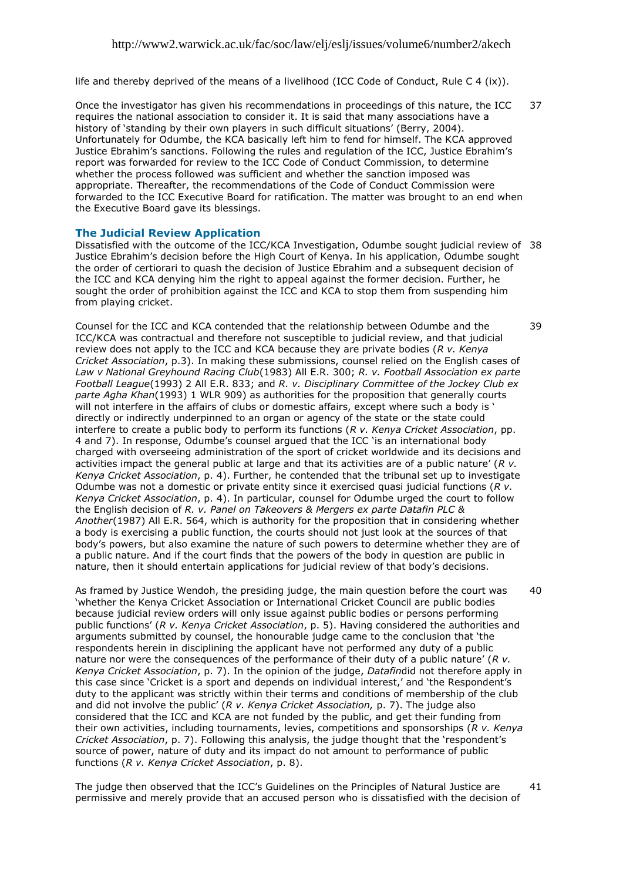life and thereby deprived of the means of a livelihood (ICC Code of Conduct, Rule C 4 (ix)).

Once the investigator has given his recommendations in proceedings of this nature, the ICC requires the national association to consider it. It is said that many associations have a history of 'standing by their own players in such difficult situations' (Berry, 2004). Unfortunately for Odumbe, the KCA basically left him to fend for himself. The KCA approved Justice Ebrahim's sanctions. Following the rules and regulation of the ICC, Justice Ebrahim's report was forwarded for review to the ICC Code of Conduct Commission, to determine whether the process followed was sufficient and whether the sanction imposed was appropriate. Thereafter, the recommendations of the Code of Conduct Commission were forwarded to the ICC Executive Board for ratification. The matter was brought to an end when the Executive Board gave its blessings. 37

### The Judicial Review Application

Dissatisfied with the outcome of the ICC/KCA Investigation, Odumbe sought judicial review of Justice Ebrahim's decision before the High Court of Kenya. In his application, Odumbe sought the order of certiorari to quash the decision of Justice Ebrahim and a subsequent decision of the ICC and KCA denying him the right to appeal against the former decision. Further, he sought the order of prohibition against the ICC and KCA to stop them from suspending him from playing cricket. 38

Counsel for the ICC and KCA contended that the relationship between Odumbe and the ICC/KCA was contractual and therefore not susceptible to judicial review, and that judicial review does not apply to the ICC and KCA because they are private bodies (*R v. Kenya Cricket Association*, p.3). In making these submissions, counsel relied on the English cases of *Law v National Greyhound Racing Club*(1983) All E.R. 300; *R. v. Football Association ex parte Football League*(1993) 2 All E.R. 833; and *R. v. Disciplinary Committee of the Jockey Club ex parte Agha Khan*(1993) 1 WLR 909) as authorities for the proposition that generally courts will not interfere in the affairs of clubs or domestic affairs, except where such a body is ' directly or indirectly underpinned to an organ or agency of the state or the state could interfere to create a public body to perform its functions (*R v. Kenya Cricket Association*, pp. 4 and 7). In response, Odumbe's counsel argued that the ICC 'is an international body charged with overseeing administration of the sport of cricket worldwide and its decisions and activities impact the general public at large and that its activities are of a public nature' (*R v. Kenya Cricket Association*, p. 4). Further, he contended that the tribunal set up to investigate Odumbe was not a domestic or private entity since it exercised quasi judicial functions (*R v. Kenya Cricket Association*, p. 4). In particular, counsel for Odumbe urged the court to follow the English decision of *R. v. Panel on Takeovers & Mergers ex parte Datafin PLC & Another*(1987) All E.R. 564, which is authority for the proposition that in considering whether a body is exercising a public function, the courts should not just look at the sources of that body's powers, but also examine the nature of such powers to determine whether they are of a public nature. And if the court finds that the powers of the body in question are public in nature, then it should entertain applications for judicial review of that body's decisions. 39

As framed by Justice Wendoh, the presiding judge, the main question before the court was 'whether the Kenya Cricket Association or International Cricket Council are public bodies because judicial review orders will only issue against public bodies or persons performing public functions' (*R v. Kenya Cricket Association*, p. 5). Having considered the authorities and arguments submitted by counsel, the honourable judge came to the conclusion that 'the respondents herein in disciplining the applicant have not performed any duty of a public nature nor were the consequences of the performance of their duty of a public nature' (*R v. Kenya Cricket Association*, p. 7). In the opinion of the judge, *Datafin*did not therefore apply in this case since 'Cricket is a sport and depends on individual interest,' and 'the Respondent's duty to the applicant was strictly within their terms and conditions of membership of the club and did not involve the public' (*R v. Kenya Cricket Association,* p. 7). The judge also considered that the ICC and KCA are not funded by the public, and get their funding from their own activities, including tournaments, levies, competitions and sponsorships (*R v. Kenya Cricket Association*, p. 7). Following this analysis, the judge thought that the 'respondent's source of power, nature of duty and its impact do not amount to performance of public functions (*R v. Kenya Cricket Association*, p. 8). 40

The judge then observed that the ICC's Guidelines on the Principles of Natural Justice are permissive and merely provide that an accused person who is dissatisfied with the decision of 41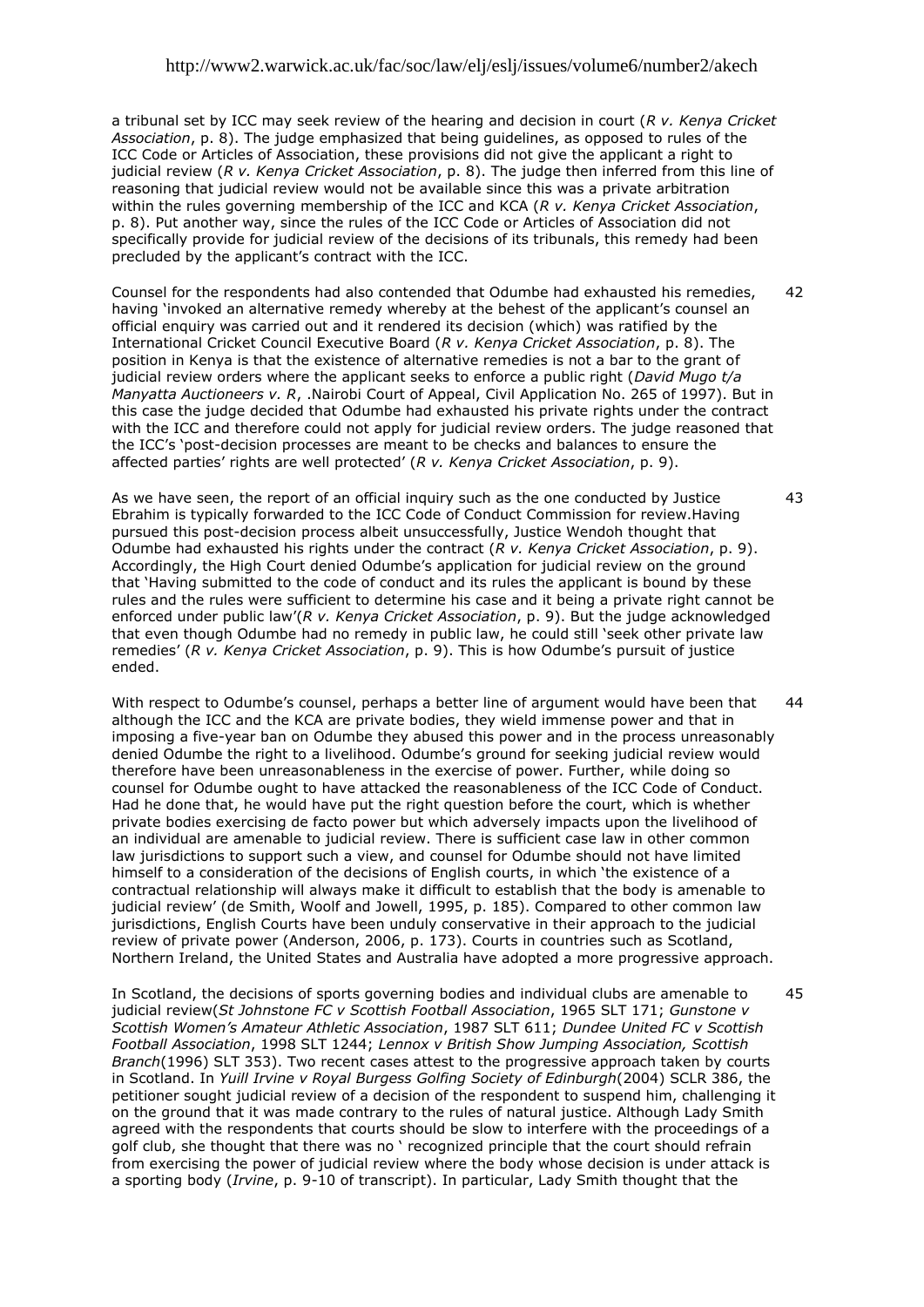a tribunal set by ICC may seek review of the hearing and decision in court (*R v. Kenya Cricket Association*, p. 8). The judge emphasized that being guidelines, as opposed to rules of the ICC Code or Articles of Association, these provisions did not give the applicant a right to judicial review (*R v. Kenya Cricket Association*, p. 8). The judge then inferred from this line of reasoning that judicial review would not be available since this was a private arbitration within the rules governing membership of the ICC and KCA (*R v. Kenya Cricket Association*, p. 8). Put another way, since the rules of the ICC Code or Articles of Association did not specifically provide for judicial review of the decisions of its tribunals, this remedy had been precluded by the applicant's contract with the ICC.

42 Counsel for the respondents had also contended that Odumbe had exhausted his remedies, having 'invoked an alternative remedy whereby at the behest of the applicant's counsel an official enquiry was carried out and it rendered its decision (which) was ratified by the International Cricket Council Executive Board (*R v. Kenya Cricket Association*, p. 8). The position in Kenya is that the existence of alternative remedies is not a bar to the grant of judicial review orders where the applicant seeks to enforce a public right (*David Mugo t/a Manyatta Auctioneers v. R*, .Nairobi Court of Appeal, Civil Application No. 265 of 1997). But in this case the judge decided that Odumbe had exhausted his private rights under the contract with the ICC and therefore could not apply for judicial review orders. The judge reasoned that the ICC's 'post-decision processes are meant to be checks and balances to ensure the affected parties' rights are well protected' (*R v. Kenya Cricket Association*, p. 9).

43 As we have seen, the report of an official inquiry such as the one conducted by Justice Ebrahim is typically forwarded to the ICC Code of Conduct Commission for review.Having pursued this post-decision process albeit unsuccessfully, Justice Wendoh thought that Odumbe had exhausted his rights under the contract (*R v. Kenya Cricket Association*, p. 9). Accordingly, the High Court denied Odumbe's application for judicial review on the ground that 'Having submitted to the code of conduct and its rules the applicant is bound by these rules and the rules were sufficient to determine his case and it being a private right cannot be enforced under public law'(*R v. Kenya Cricket Association*, p. 9). But the judge acknowledged that even though Odumbe had no remedy in public law, he could still 'seek other private law remedies' (*R v. Kenya Cricket Association*, p. 9). This is how Odumbe's pursuit of justice ended.

44 With respect to Odumbe's counsel, perhaps a better line of argument would have been that although the ICC and the KCA are private bodies, they wield immense power and that in imposing a five-year ban on Odumbe they abused this power and in the process unreasonably denied Odumbe the right to a livelihood. Odumbe's ground for seeking judicial review would therefore have been unreasonableness in the exercise of power. Further, while doing so counsel for Odumbe ought to have attacked the reasonableness of the ICC Code of Conduct. Had he done that, he would have put the right question before the court, which is whether private bodies exercising de facto power but which adversely impacts upon the livelihood of an individual are amenable to judicial review. There is sufficient case law in other common law jurisdictions to support such a view, and counsel for Odumbe should not have limited himself to a consideration of the decisions of English courts, in which 'the existence of a contractual relationship will always make it difficult to establish that the body is amenable to judicial review' (de Smith, Woolf and Jowell, 1995, p. 185). Compared to other common law jurisdictions, English Courts have been unduly conservative in their approach to the judicial review of private power (Anderson, 2006, p. 173). Courts in countries such as Scotland, Northern Ireland, the United States and Australia have adopted a more progressive approach.

45 In Scotland, the decisions of sports governing bodies and individual clubs are amenable to judicial review(*St Johnstone FC v Scottish Football Association*, 1965 SLT 171; *Gunstone v Scottish Women's Amateur Athletic Association*, 1987 SLT 611; *Dundee United FC v Scottish Football Association*, 1998 SLT 1244; *Lennox v British Show Jumping Association, Scottish Branch*(1996) SLT 353). Two recent cases attest to the progressive approach taken by courts in Scotland. In *Yuill Irvine v Royal Burgess Golfing Society of Edinburgh*(2004) SCLR 386, the petitioner sought judicial review of a decision of the respondent to suspend him, challenging it on the ground that it was made contrary to the rules of natural justice. Although Lady Smith agreed with the respondents that courts should be slow to interfere with the proceedings of a golf club, she thought that there was no ' recognized principle that the court should refrain from exercising the power of judicial review where the body whose decision is under attack is a sporting body (*Irvine*, p. 9-10 of transcript). In particular, Lady Smith thought that the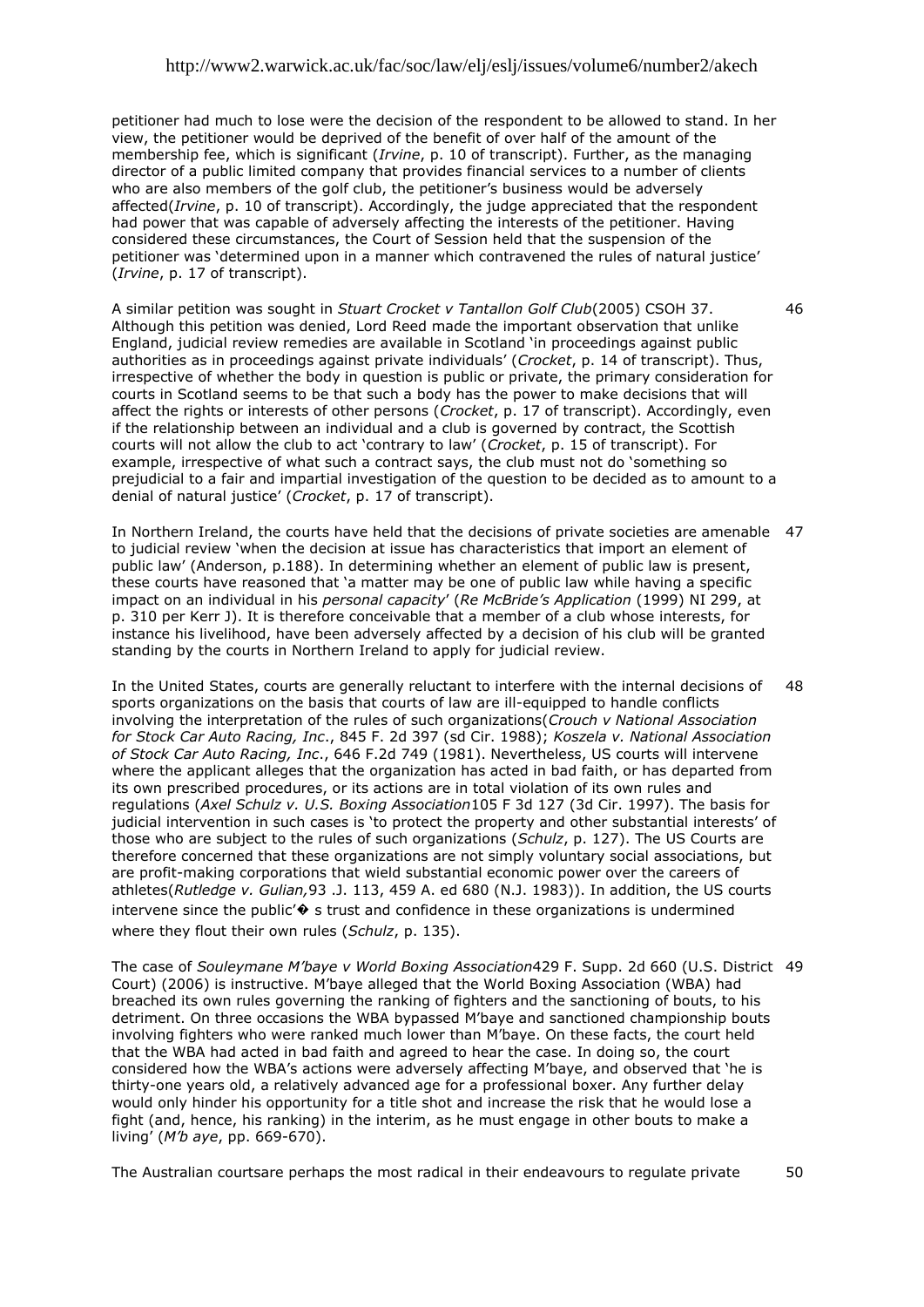petitioner had much to lose were the decision of the respondent to be allowed to stand. In her view, the petitioner would be deprived of the benefit of over half of the amount of the membership fee, which is significant (*Irvine*, p. 10 of transcript). Further, as the managing director of a public limited company that provides financial services to a number of clients who are also members of the golf club, the petitioner's business would be adversely affected(*Irvine*, p. 10 of transcript). Accordingly, the judge appreciated that the respondent had power that was capable of adversely affecting the interests of the petitioner. Having considered these circumstances, the Court of Session held that the suspension of the petitioner was 'determined upon in a manner which contravened the rules of natural justice' (*Irvine*, p. 17 of transcript).

46 A similar petition was sought in *Stuart Crocket v Tantallon Golf Club*(2005) CSOH 37. Although this petition was denied, Lord Reed made the important observation that unlike England, judicial review remedies are available in Scotland 'in proceedings against public authorities as in proceedings against private individuals' (*Crocket*, p. 14 of transcript). Thus, irrespective of whether the body in question is public or private, the primary consideration for courts in Scotland seems to be that such a body has the power to make decisions that will affect the rights or interests of other persons (*Crocket*, p. 17 of transcript). Accordingly, even if the relationship between an individual and a club is governed by contract, the Scottish courts will not allow the club to act 'contrary to law' (*Crocket*, p. 15 of transcript). For example, irrespective of what such a contract says, the club must not do 'something so prejudicial to a fair and impartial investigation of the question to be decided as to amount to a denial of natural justice' (*Crocket*, p. 17 of transcript).

47 In Northern Ireland, the courts have held that the decisions of private societies are amenable to judicial review 'when the decision at issue has characteristics that import an element of public law' (Anderson, p.188). In determining whether an element of public law is present, these courts have reasoned that 'a matter may be one of public law while having a specific impact on an individual in his *personal capacity*' (*Re McBride's Application* (1999) NI 299, at p. 310 per Kerr J). It is therefore conceivable that a member of a club whose interests, for instance his livelihood, have been adversely affected by a decision of his club will be granted standing by the courts in Northern Ireland to apply for judicial review.

48 In the United States, courts are generally reluctant to interfere with the internal decisions of sports organizations on the basis that courts of law are ill-equipped to handle conflicts involving the interpretation of the rules of such organizations(*Crouch v National Association for Stock Car Auto Racing, Inc*., 845 F. 2d 397 (sd Cir. 1988); *Koszela v. National Association of Stock Car Auto Racing, Inc*., 646 F.2d 749 (1981). Nevertheless, US courts will intervene where the applicant alleges that the organization has acted in bad faith, or has departed from its own prescribed procedures, or its actions are in total violation of its own rules and regulations (*Axel Schulz v. U.S. Boxing Association*105 F 3d 127 (3d Cir. 1997). The basis for judicial intervention in such cases is 'to protect the property and other substantial interests' of those who are subject to the rules of such organizations (*Schulz*, p. 127). The US Courts are therefore concerned that these organizations are not simply voluntary social associations, but are profit-making corporations that wield substantial economic power over the careers of athletes(*Rutledge v. Gulian,*93 .J. 113, 459 A. ed 680 (N.J. 1983)). In addition, the US courts intervene since the public'� s trust and confidence in these organizations is undermined where they flout their own rules (*Schulz*, p. 135).

49 The case of *Souleymane M'baye v World Boxing Association*429 F. Supp. 2d 660 (U.S. District Court) (2006) is instructive. M'baye alleged that the World Boxing Association (WBA) had breached its own rules governing the ranking of fighters and the sanctioning of bouts, to his detriment. On three occasions the WBA bypassed M'baye and sanctioned championship bouts involving fighters who were ranked much lower than M'baye. On these facts, the court held that the WBA had acted in bad faith and agreed to hear the case. In doing so, the court considered how the WBA's actions were adversely affecting M'baye, and observed that 'he is thirty-one years old, a relatively advanced age for a professional boxer. Any further delay would only hinder his opportunity for a title shot and increase the risk that he would lose a fight (and, hence, his ranking) in the interim, as he must engage in other bouts to make a living' (*M'b aye*, pp. 669-670).

50 The Australian courtsare perhaps the most radical in their endeavours to regulate private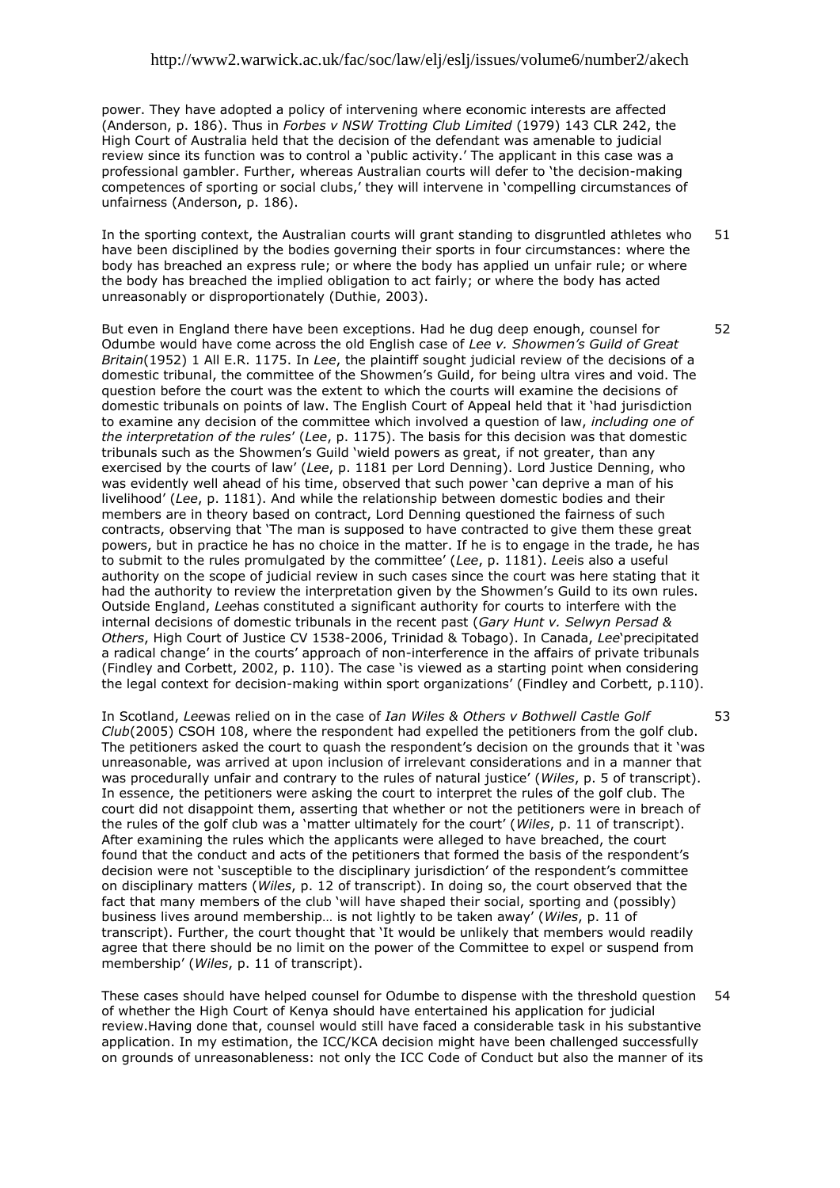power. They have adopted a policy of intervening where economic interests are affected (Anderson, p. 186). Thus in *Forbes v NSW Trotting Club Limited* (1979) 143 CLR 242, the High Court of Australia held that the decision of the defendant was amenable to judicial review since its function was to control a 'public activity.' The applicant in this case was a professional gambler. Further, whereas Australian courts will defer to 'the decision-making competences of sporting or social clubs,' they will intervene in 'compelling circumstances of unfairness (Anderson, p. 186).

51 In the sporting context, the Australian courts will grant standing to disgruntled athletes who have been disciplined by the bodies governing their sports in four circumstances: where the body has breached an express rule; or where the body has applied un unfair rule; or where the body has breached the implied obligation to act fairly; or where the body has acted unreasonably or disproportionately (Duthie, 2003).

52 But even in England there have been exceptions. Had he dug deep enough, counsel for Odumbe would have come across the old English case of *Lee v. Showmen's Guild of Great Britain*(1952) 1 All E.R. 1175. In *Lee*, the plaintiff sought judicial review of the decisions of a domestic tribunal, the committee of the Showmen's Guild, for being ultra vires and void. The question before the court was the extent to which the courts will examine the decisions of domestic tribunals on points of law. The English Court of Appeal held that it 'had jurisdiction to examine any decision of the committee which involved a question of law, *including one of the interpretation of the rules*' (*Lee*, p. 1175). The basis for this decision was that domestic tribunals such as the Showmen's Guild 'wield powers as great, if not greater, than any exercised by the courts of law' (*Lee*, p. 1181 per Lord Denning). Lord Justice Denning, who was evidently well ahead of his time, observed that such power 'can deprive a man of his livelihood' (*Lee*, p. 1181). And while the relationship between domestic bodies and their members are in theory based on contract, Lord Denning questioned the fairness of such contracts, observing that 'The man is supposed to have contracted to give them these great powers, but in practice he has no choice in the matter. If he is to engage in the trade, he has to submit to the rules promulgated by the committee' (*Lee*, p. 1181). *Lee*is also a useful authority on the scope of judicial review in such cases since the court was here stating that it had the authority to review the interpretation given by the Showmen's Guild to its own rules. Outside England, *Lee*has constituted a significant authority for courts to interfere with the internal decisions of domestic tribunals in the recent past (*Gary Hunt v. Selwyn Persad & Others*, High Court of Justice CV 1538-2006, Trinidad & Tobago). In Canada, *Lee*'precipitated a radical change' in the courts' approach of non-interference in the affairs of private tribunals (Findley and Corbett, 2002, p. 110). The case 'is viewed as a starting point when considering the legal context for decision-making within sport organizations' (Findley and Corbett, p.110).

53 In Scotland, *Lee*was relied on in the case of *Ian Wiles & Others v Bothwell Castle Golf Club*(2005) CSOH 108, where the respondent had expelled the petitioners from the golf club. The petitioners asked the court to quash the respondent's decision on the grounds that it 'was unreasonable, was arrived at upon inclusion of irrelevant considerations and in a manner that was procedurally unfair and contrary to the rules of natural justice' (*Wiles*, p. 5 of transcript). In essence, the petitioners were asking the court to interpret the rules of the golf club. The court did not disappoint them, asserting that whether or not the petitioners were in breach of the rules of the golf club was a 'matter ultimately for the court' (*Wiles*, p. 11 of transcript). After examining the rules which the applicants were alleged to have breached, the court found that the conduct and acts of the petitioners that formed the basis of the respondent's decision were not 'susceptible to the disciplinary jurisdiction' of the respondent's committee on disciplinary matters (*Wiles*, p. 12 of transcript). In doing so, the court observed that the fact that many members of the club 'will have shaped their social, sporting and (possibly) business lives around membership… is not lightly to be taken away' (*Wiles*, p. 11 of transcript). Further, the court thought that 'It would be unlikely that members would readily agree that there should be no limit on the power of the Committee to expel or suspend from membership' (*Wiles*, p. 11 of transcript).

54 These cases should have helped counsel for Odumbe to dispense with the threshold question of whether the High Court of Kenya should have entertained his application for judicial review.Having done that, counsel would still have faced a considerable task in his substantive application. In my estimation, the ICC/KCA decision might have been challenged successfully on grounds of unreasonableness: not only the ICC Code of Conduct but also the manner of its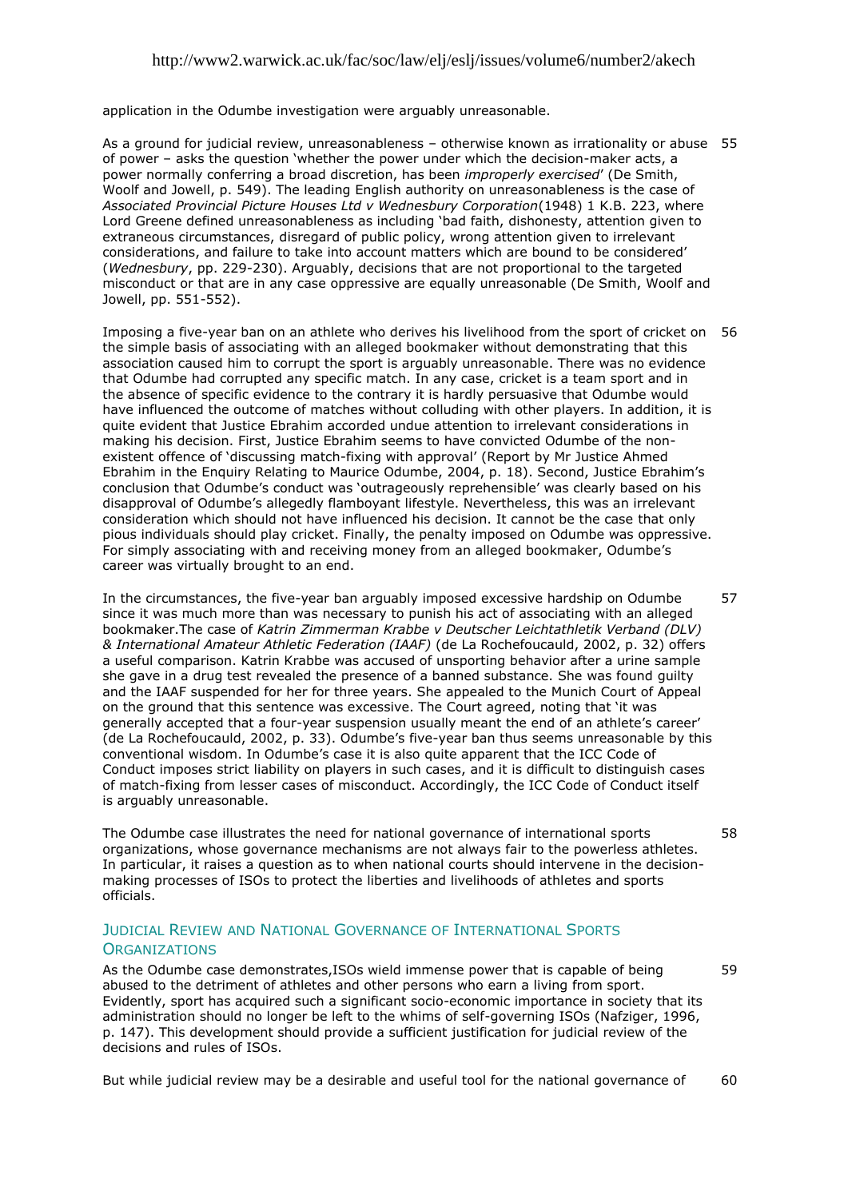application in the Odumbe investigation were arguably unreasonable.

As a ground for judicial review, unreasonableness – otherwise known as irrationality or abuse of power – asks the question 'whether the power under which the decision-maker acts, a power normally conferring a broad discretion, has been *improperly exercised*' (De Smith, Woolf and Jowell, p. 549). The leading English authority on unreasonableness is the case of *Associated Provincial Picture Houses Ltd v Wednesbury Corporation*(1948) 1 K.B. 223, where Lord Greene defined unreasonableness as including 'bad faith, dishonesty, attention given to extraneous circumstances, disregard of public policy, wrong attention given to irrelevant considerations, and failure to take into account matters which are bound to be considered' (*Wednesbury*, pp. 229-230). Arguably, decisions that are not proportional to the targeted misconduct or that are in any case oppressive are equally unreasonable (De Smith, Woolf and Jowell, pp. 551-552). 55

Imposing a five-year ban on an athlete who derives his livelihood from the sport of cricket on the simple basis of associating with an alleged bookmaker without demonstrating that this association caused him to corrupt the sport is arguably unreasonable. There was no evidence that Odumbe had corrupted any specific match. In any case, cricket is a team sport and in the absence of specific evidence to the contrary it is hardly persuasive that Odumbe would have influenced the outcome of matches without colluding with other players. In addition, it is quite evident that Justice Ebrahim accorded undue attention to irrelevant considerations in making his decision. First, Justice Ebrahim seems to have convicted Odumbe of the non-existent offence of 'discussing match-fixing with approval' (Report by Mr Justice Ahmed Ebrahim in the Enquiry Relating to Maurice Odumbe, 2004, p. 18). Second, Justice Ebrahim's conclusion that Odumbe's conduct was 'outrageously reprehensible' was clearly based on his disapproval of Odumbe's allegedly flamboyant lifestyle. Nevertheless, this was an irrelevant consideration which should not have influenced his decision. It cannot be the case that only pious individuals should play cricket. Finally, the penalty imposed on Odumbe was oppressive. For simply associating with and receiving money from an alleged bookmaker, Odumbe's career was virtually brought to an end. 56

In the circumstances, the five-year ban arguably imposed excessive hardship on Odumbe since it was much more than was necessary to punish his act of associating with an alleged bookmaker.The case of *Katrin Zimmerman Krabbe v Deutscher Leichtathletik Verband (DLV) & International Amateur Athletic Federation (IAAF)* (de La Rochefoucauld, 2002, p. 32) offers a useful comparison. Katrin Krabbe was accused of unsporting behavior after a urine sample she gave in a drug test revealed the presence of a banned substance. She was found guilty and the IAAF suspended for her for three years. She appealed to the Munich Court of Appeal on the ground that this sentence was excessive. The Court agreed, noting that 'it was generally accepted that a four-year suspension usually meant the end of an athlete's career' (de La Rochefoucauld, 2002, p. 33). Odumbe's five-year ban thus seems unreasonable by this conventional wisdom. In Odumbe's case it is also quite apparent that the ICC Code of Conduct imposes strict liability on players in such cases, and it is difficult to distinguish cases of match-fixing from lesser cases of misconduct. Accordingly, the ICC Code of Conduct itself is arguably unreasonable. 57

The Odumbe case illustrates the need for national governance of international sports organizations, whose governance mechanisms are not always fair to the powerless athletes. In particular, it raises a question as to when national courts should intervene in the decision-making processes of ISOs to protect the liberties and livelihoods of athletes and sports officials. 58

## JUDICIAL REVIEW AND NATIONAL GOVERNANCE OF INTERNATIONAL SPORTS ORGANIZATIONS

As the Odumbe case demonstrates,ISOs wield immense power that is capable of being abused to the detriment of athletes and other persons who earn a living from sport. Evidently, sport has acquired such a significant socio-economic importance in society that its administration should no longer be left to the whims of self-governing ISOs (Nafziger, 1996, p. 147). This development should provide a sufficient justification for judicial review of the decisions and rules of ISOs. 59

But while judicial review may be a desirable and useful tool for the national governance of 60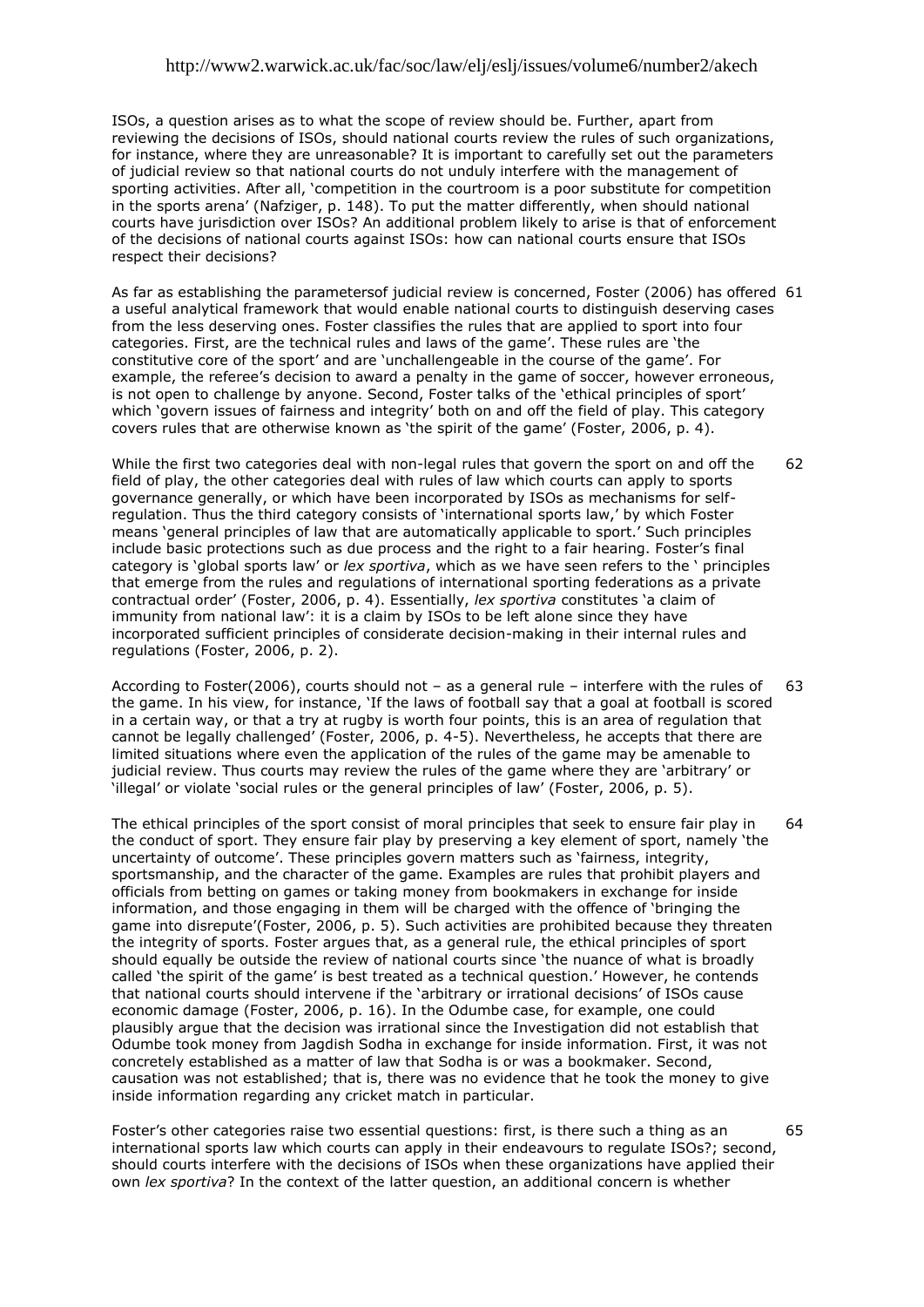ISOs, a question arises as to what the scope of review should be. Further, apart from reviewing the decisions of ISOs, should national courts review the rules of such organizations, for instance, where they are unreasonable? It is important to carefully set out the parameters of judicial review so that national courts do not unduly interfere with the management of sporting activities. After all, 'competition in the courtroom is a poor substitute for competition in the sports arena' (Nafziger, p. 148). To put the matter differently, when should national courts have jurisdiction over ISOs? An additional problem likely to arise is that of enforcement of the decisions of national courts against ISOs: how can national courts ensure that ISOs respect their decisions?

61 As far as establishing the parametersof judicial review is concerned, Foster (2006) has offered a useful analytical framework that would enable national courts to distinguish deserving cases from the less deserving ones. Foster classifies the rules that are applied to sport into four categories. First, are the technical rules and laws of the game'. These rules are 'the constitutive core of the sport' and are 'unchallengeable in the course of the game'. For example, the referee's decision to award a penalty in the game of soccer, however erroneous, is not open to challenge by anyone. Second, Foster talks of the 'ethical principles of sport' which 'govern issues of fairness and integrity' both on and off the field of play. This category covers rules that are otherwise known as 'the spirit of the game' (Foster, 2006, p. 4).

62 While the first two categories deal with non-legal rules that govern the sport on and off the field of play, the other categories deal with rules of law which courts can apply to sports governance generally, or which have been incorporated by ISOs as mechanisms for self-regulation. Thus the third category consists of 'international sports law,' by which Foster means 'general principles of law that are automatically applicable to sport.' Such principles include basic protections such as due process and the right to a fair hearing. Foster's final category is 'global sports law' or *lex sportiva*, which as we have seen refers to the ' principles that emerge from the rules and regulations of international sporting federations as a private contractual order' (Foster, 2006, p. 4). Essentially, *lex sportiva* constitutes 'a claim of immunity from national law': it is a claim by ISOs to be left alone since they have incorporated sufficient principles of considerate decision-making in their internal rules and regulations (Foster, 2006, p. 2).

63 According to Foster(2006), courts should not – as a general rule – interfere with the rules of the game. In his view, for instance, 'If the laws of football say that a goal at football is scored in a certain way, or that a try at rugby is worth four points, this is an area of regulation that cannot be legally challenged' (Foster, 2006, p. 4-5). Nevertheless, he accepts that there are limited situations where even the application of the rules of the game may be amenable to judicial review. Thus courts may review the rules of the game where they are 'arbitrary' or 'illegal' or violate 'social rules or the general principles of law' (Foster, 2006, p. 5).

64 The ethical principles of the sport consist of moral principles that seek to ensure fair play in the conduct of sport. They ensure fair play by preserving a key element of sport, namely 'the uncertainty of outcome'. These principles govern matters such as 'fairness, integrity, sportsmanship, and the character of the game. Examples are rules that prohibit players and officials from betting on games or taking money from bookmakers in exchange for inside information, and those engaging in them will be charged with the offence of 'bringing the game into disrepute'(Foster, 2006, p. 5). Such activities are prohibited because they threaten the integrity of sports. Foster argues that, as a general rule, the ethical principles of sport should equally be outside the review of national courts since 'the nuance of what is broadly called 'the spirit of the game' is best treated as a technical question.' However, he contends that national courts should intervene if the 'arbitrary or irrational decisions' of ISOs cause economic damage (Foster, 2006, p. 16). In the Odumbe case, for example, one could plausibly argue that the decision was irrational since the Investigation did not establish that Odumbe took money from Jagdish Sodha in exchange for inside information. First, it was not concretely established as a matter of law that Sodha is or was a bookmaker. Second, causation was not established; that is, there was no evidence that he took the money to give inside information regarding any cricket match in particular.

65 Foster's other categories raise two essential questions: first, is there such a thing as an international sports law which courts can apply in their endeavours to regulate ISOs?; second, should courts interfere with the decisions of ISOs when these organizations have applied their own *lex sportiva*? In the context of the latter question, an additional concern is whether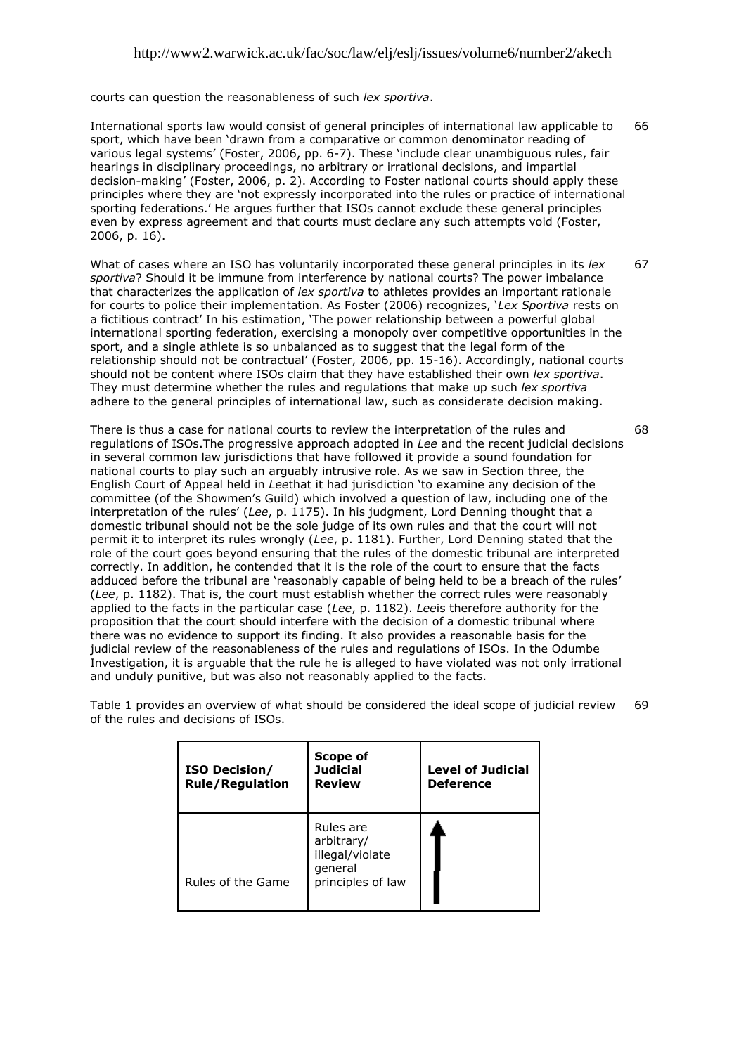courts can question the reasonableness of such *lex sportiva*.

International sports law would consist of general principles of international law applicable to sport, which have been 'drawn from a comparative or common denominator reading of various legal systems' (Foster, 2006, pp. 6-7). These 'include clear unambiguous rules, fair hearings in disciplinary proceedings, no arbitrary or irrational decisions, and impartial decision-making' (Foster, 2006, p. 2). According to Foster national courts should apply these principles where they are 'not expressly incorporated into the rules or practice of international sporting federations.' He argues further that ISOs cannot exclude these general principles even by express agreement and that courts must declare any such attempts void (Foster, 2006, p. 16). 66

What of cases where an ISO has voluntarily incorporated these general principles in its *lex sportiva*? Should it be immune from interference by national courts? The power imbalance that characterizes the application of *lex sportiva* to athletes provides an important rationale for courts to police their implementation. As Foster (2006) recognizes, '*Lex Sportiva* rests on a fictitious contract' In his estimation, 'The power relationship between a powerful global international sporting federation, exercising a monopoly over competitive opportunities in the sport, and a single athlete is so unbalanced as to suggest that the legal form of the relationship should not be contractual' (Foster, 2006, pp. 15-16). Accordingly, national courts should not be content where ISOs claim that they have established their own *lex sportiva*. They must determine whether the rules and regulations that make up such *lex sportiva* adhere to the general principles of international law, such as considerate decision making. 67

There is thus a case for national courts to review the interpretation of the rules and regulations of ISOs.The progressive approach adopted in *Lee* and the recent judicial decisions in several common law jurisdictions that have followed it provide a sound foundation for national courts to play such an arguably intrusive role. As we saw in Section three, the English Court of Appeal held in *Lee*that it had jurisdiction 'to examine any decision of the committee (of the Showmen's Guild) which involved a question of law, including one of the interpretation of the rules' (*Lee*, p. 1175). In his judgment, Lord Denning thought that a domestic tribunal should not be the sole judge of its own rules and that the court will not permit it to interpret its rules wrongly (*Lee*, p. 1181). Further, Lord Denning stated that the role of the court goes beyond ensuring that the rules of the domestic tribunal are interpreted correctly. In addition, he contended that it is the role of the court to ensure that the facts adduced before the tribunal are 'reasonably capable of being held to be a breach of the rules' (*Lee*, p. 1182). That is, the court must establish whether the correct rules were reasonably applied to the facts in the particular case (*Lee*, p. 1182). *Lee*is therefore authority for the proposition that the court should interfere with the decision of a domestic tribunal where there was no evidence to support its finding. It also provides a reasonable basis for the judicial review of the reasonableness of the rules and regulations of ISOs. In the Odumbe Investigation, it is arguable that the rule he is alleged to have violated was not only irrational and unduly punitive, but was also not reasonably applied to the facts. 68

Table 1 provides an overview of what should be considered the ideal scope of judicial review of the rules and decisions of ISOs. 69

| ISO Decision/ Rule/Regulation | Scope of Judicial Review | Level of Judicial Deference |
|---|---|---|
| Rules of the Game | Rules are arbitrary/ illegal/violate general principles of law | ↑ |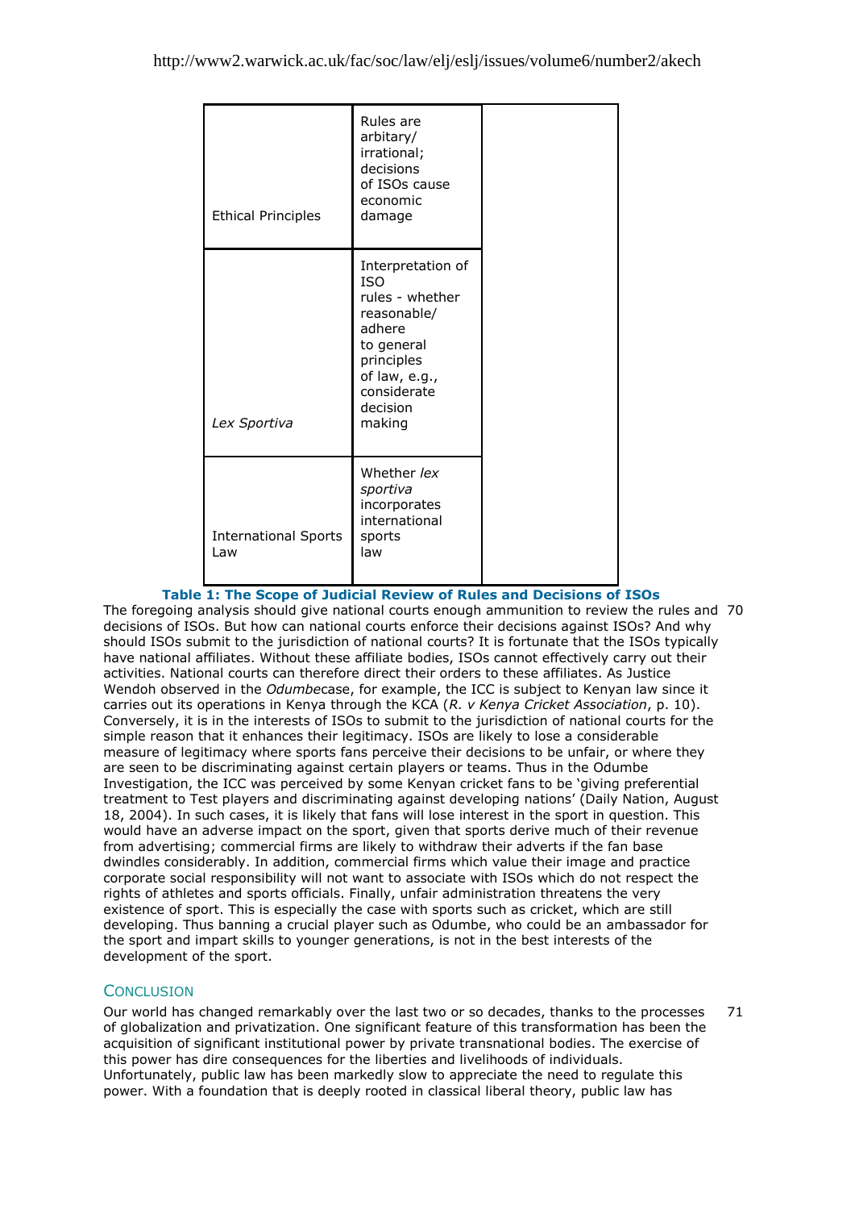| | | |
|---|---|---|
| Ethical Principles | Rules are arbitary/ irrational; decisions of ISOs cause economic damage | |
| *Lex Sportiva* | Interpretation of ISO rules - whether reasonable/ adhere to general principles of law, e.g., considerate decision making | |
| International Sports Law | Whether *lex sportiva* incorporates international sports law | |

**Table 1: The Scope of Judicial Review of Rules and Decisions of ISOs**

70 The foregoing analysis should give national courts enough ammunition to review the rules and decisions of ISOs. But how can national courts enforce their decisions against ISOs? And why should ISOs submit to the jurisdiction of national courts? It is fortunate that the ISOs typically have national affiliates. Without these affiliate bodies, ISOs cannot effectively carry out their activities. National courts can therefore direct their orders to these affiliates. As Justice Wendoh observed in the *Odumbe*case, for example, the ICC is subject to Kenyan law since it carries out its operations in Kenya through the KCA (*R. v Kenya Cricket Association*, p. 10). Conversely, it is in the interests of ISOs to submit to the jurisdiction of national courts for the simple reason that it enhances their legitimacy. ISOs are likely to lose a considerable measure of legitimacy where sports fans perceive their decisions to be unfair, or where they are seen to be discriminating against certain players or teams. Thus in the Odumbe Investigation, the ICC was perceived by some Kenyan cricket fans to be 'giving preferential treatment to Test players and discriminating against developing nations' (Daily Nation, August 18, 2004). In such cases, it is likely that fans will lose interest in the sport in question. This would have an adverse impact on the sport, given that sports derive much of their revenue from advertising; commercial firms are likely to withdraw their adverts if the fan base dwindles considerably. In addition, commercial firms which value their image and practice corporate social responsibility will not want to associate with ISOs which do not respect the rights of athletes and sports officials. Finally, unfair administration threatens the very existence of sport. This is especially the case with sports such as cricket, which are still developing. Thus banning a crucial player such as Odumbe, who could be an ambassador for the sport and impart skills to younger generations, is not in the best interests of the development of the sport.

## Conclusion

71 Our world has changed remarkably over the last two or so decades, thanks to the processes of globalization and privatization. One significant feature of this transformation has been the acquisition of significant institutional power by private transnational bodies. The exercise of this power has dire consequences for the liberties and livelihoods of individuals. Unfortunately, public law has been markedly slow to appreciate the need to regulate this power. With a foundation that is deeply rooted in classical liberal theory, public law has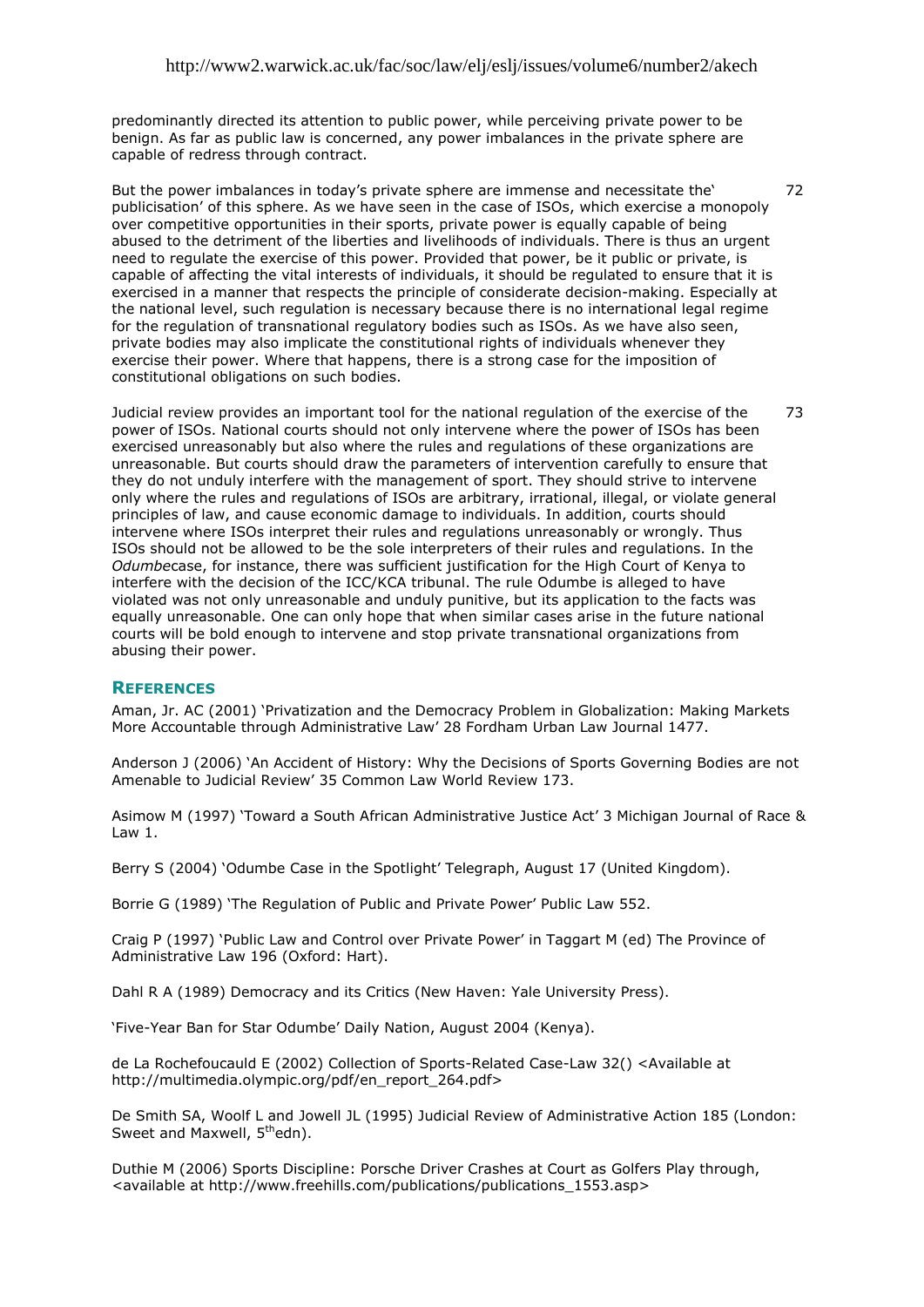predominantly directed its attention to public power, while perceiving private power to be benign. As far as public law is concerned, any power imbalances in the private sphere are capable of redress through contract.

72 But the power imbalances in today's private sphere are immense and necessitate the' publicisation' of this sphere. As we have seen in the case of ISOs, which exercise a monopoly over competitive opportunities in their sports, private power is equally capable of being abused to the detriment of the liberties and livelihoods of individuals. There is thus an urgent need to regulate the exercise of this power. Provided that power, be it public or private, is capable of affecting the vital interests of individuals, it should be regulated to ensure that it is exercised in a manner that respects the principle of considerate decision-making. Especially at the national level, such regulation is necessary because there is no international legal regime for the regulation of transnational regulatory bodies such as ISOs. As we have also seen, private bodies may also implicate the constitutional rights of individuals whenever they exercise their power. Where that happens, there is a strong case for the imposition of constitutional obligations on such bodies.

73 Judicial review provides an important tool for the national regulation of the exercise of the power of ISOs. National courts should not only intervene where the power of ISOs has been exercised unreasonably but also where the rules and regulations of these organizations are unreasonable. But courts should draw the parameters of intervention carefully to ensure that they do not unduly interfere with the management of sport. They should strive to intervene only where the rules and regulations of ISOs are arbitrary, irrational, illegal, or violate general principles of law, and cause economic damage to individuals. In addition, courts should intervene where ISOs interpret their rules and regulations unreasonably or wrongly. Thus ISOs should not be allowed to be the sole interpreters of their rules and regulations. In the *Odumbe*case, for instance, there was sufficient justification for the High Court of Kenya to interfere with the decision of the ICC/KCA tribunal. The rule Odumbe is alleged to have violated was not only unreasonable and unduly punitive, but its application to the facts was equally unreasonable. One can only hope that when similar cases arise in the future national courts will be bold enough to intervene and stop private transnational organizations from abusing their power.

## References

Aman, Jr. AC (2001) 'Privatization and the Democracy Problem in Globalization: Making Markets More Accountable through Administrative Law' 28 Fordham Urban Law Journal 1477.

Anderson J (2006) 'An Accident of History: Why the Decisions of Sports Governing Bodies are not Amenable to Judicial Review' 35 Common Law World Review 173.

Asimow M (1997) 'Toward a South African Administrative Justice Act' 3 Michigan Journal of Race & Law 1.

Berry S (2004) 'Odumbe Case in the Spotlight' Telegraph, August 17 (United Kingdom).

Borrie G (1989) 'The Regulation of Public and Private Power' Public Law 552.

Craig P (1997) 'Public Law and Control over Private Power' in Taggart M (ed) The Province of Administrative Law 196 (Oxford: Hart).

Dahl R A (1989) Democracy and its Critics (New Haven: Yale University Press).

'Five-Year Ban for Star Odumbe' Daily Nation, August 2004 (Kenya).

de La Rochefoucauld E (2002) Collection of Sports-Related Case-Law 32() <Available at http://multimedia.olympic.org/pdf/en_report_264.pdf>

De Smith SA, Woolf L and Jowell JL (1995) Judicial Review of Administrative Action 185 (London: Sweet and Maxwell, 5th edn).

Duthie M (2006) Sports Discipline: Porsche Driver Crashes at Court as Golfers Play through, <available at http://www.freehills.com/publications/publications_1553.asp>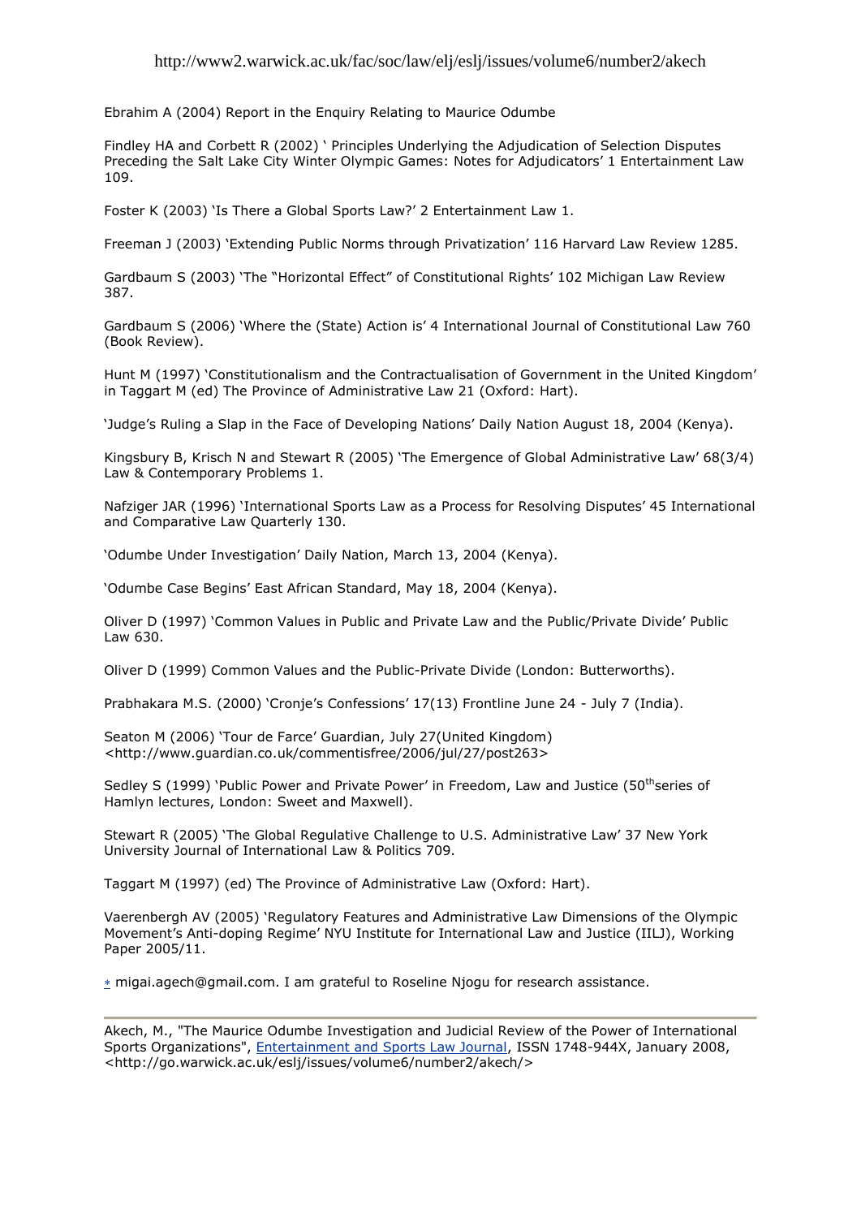Ebrahim A (2004) Report in the Enquiry Relating to Maurice Odumbe

Findley HA and Corbett R (2002) ' Principles Underlying the Adjudication of Selection Disputes Preceding the Salt Lake City Winter Olympic Games: Notes for Adjudicators' 1 Entertainment Law 109.

Foster K (2003) 'Is There a Global Sports Law?' 2 Entertainment Law 1.

Freeman J (2003) 'Extending Public Norms through Privatization' 116 Harvard Law Review 1285.

Gardbaum S (2003) 'The "Horizontal Effect" of Constitutional Rights' 102 Michigan Law Review 387.

Gardbaum S (2006) 'Where the (State) Action is' 4 International Journal of Constitutional Law 760 (Book Review).

Hunt M (1997) 'Constitutionalism and the Contractualisation of Government in the United Kingdom' in Taggart M (ed) The Province of Administrative Law 21 (Oxford: Hart).

'Judge's Ruling a Slap in the Face of Developing Nations' Daily Nation August 18, 2004 (Kenya).

Kingsbury B, Krisch N and Stewart R (2005) 'The Emergence of Global Administrative Law' 68(3/4) Law & Contemporary Problems 1.

Nafziger JAR (1996) 'International Sports Law as a Process for Resolving Disputes' 45 International and Comparative Law Quarterly 130.

'Odumbe Under Investigation' Daily Nation, March 13, 2004 (Kenya).

'Odumbe Case Begins' East African Standard, May 18, 2004 (Kenya).

Oliver D (1997) 'Common Values in Public and Private Law and the Public/Private Divide' Public Law 630.

Oliver D (1999) Common Values and the Public-Private Divide (London: Butterworths).

Prabhakara M.S. (2000) 'Cronje's Confessions' 17(13) Frontline June 24 - July 7 (India).

Seaton M (2006) 'Tour de Farce' Guardian, July 27(United Kingdom) <http://www.guardian.co.uk/commentisfree/2006/jul/27/post263>

Sedley S (1999) 'Public Power and Private Power' in Freedom, Law and Justice (50th series of Hamlyn lectures, London: Sweet and Maxwell).

Stewart R (2005) 'The Global Regulative Challenge to U.S. Administrative Law' 37 New York University Journal of International Law & Politics 709.

Taggart M (1997) (ed) The Province of Administrative Law (Oxford: Hart).

Vaerenbergh AV (2005) 'Regulatory Features and Administrative Law Dimensions of the Olympic Movement's Anti-doping Regime' NYU Institute for International Law and Justice (IILJ), Working Paper 2005/11.

* migai.agech@gmail.com. I am grateful to Roseline Njogu for research assistance.

---

Akech, M., "The Maurice Odumbe Investigation and Judicial Review of the Power of International Sports Organizations", Entertainment and Sports Law Journal, ISSN 1748-944X, January 2008, <http://go.warwick.ac.uk/eslj/issues/volume6/number2/akech/>